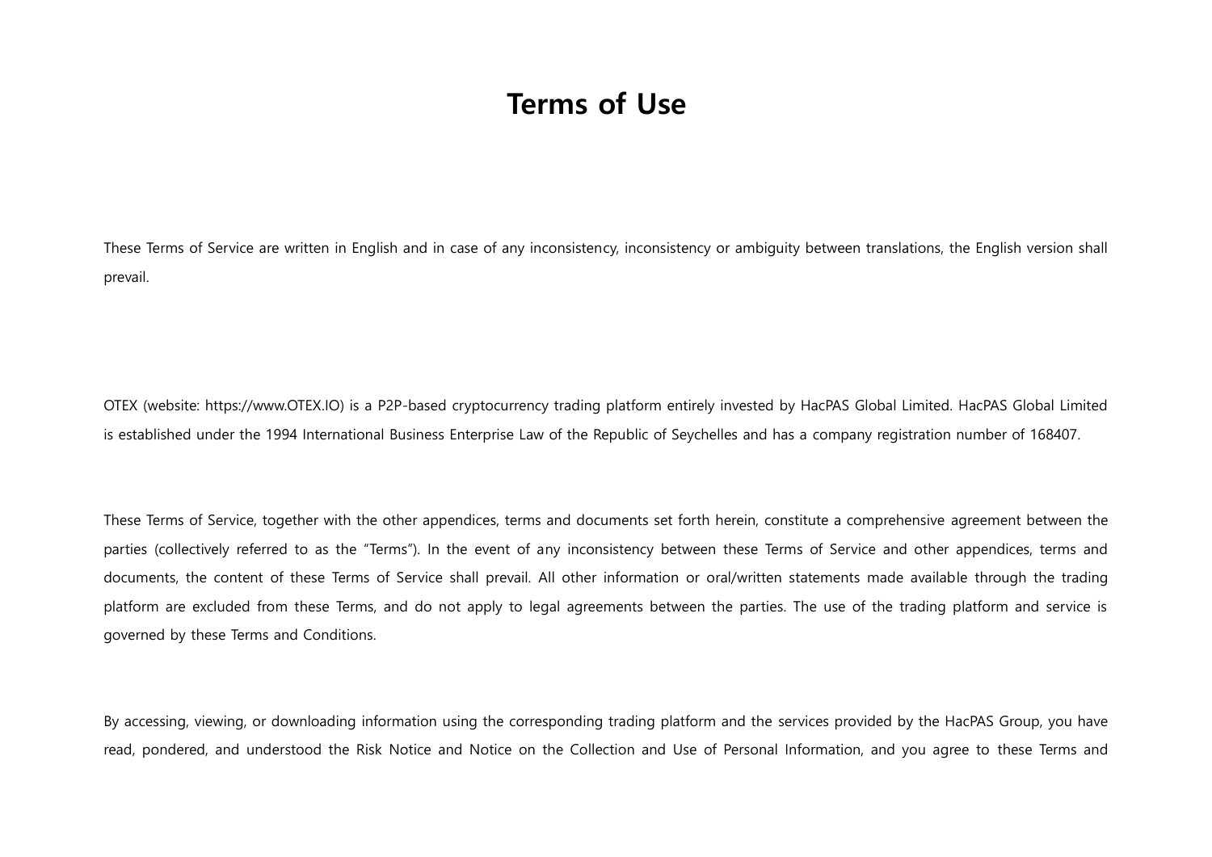# Terms of Use

These Terms of Service are written in English and in case of any inconsistency, inconsistency or ambiguity between translations, the English version shall prevail.

OTEX (website: https://www.OTEX.IO) is a P2P-based cryptocurrency trading platform entirely invested by HacPAS Global Limited. HacPAS Global Limited is established under the 1994 International Business Enterprise Law of the Republic of Seychelles and has a company registration number of 168407.

These Terms of Service, together with the other appendices, terms and documents set forth herein, constitute a comprehensive agreement between the parties (collectively referred to as the "Terms"). In the event of any inconsistency between these Terms of Service and other appendices, terms and documents, the content of these Terms of Service shall prevail. All other information or oral/written statements made available through the trading platform are excluded from these Terms, and do not apply to legal agreements between the parties. The use of the trading platform and service is governed by these Terms and Conditions.

By accessing, viewing, or downloading information using the corresponding trading platform and the services provided by the HacPAS Group, you have read, pondered, and understood the Risk Notice and Notice on the Collection and Use of Personal Information, and you agree to these Terms and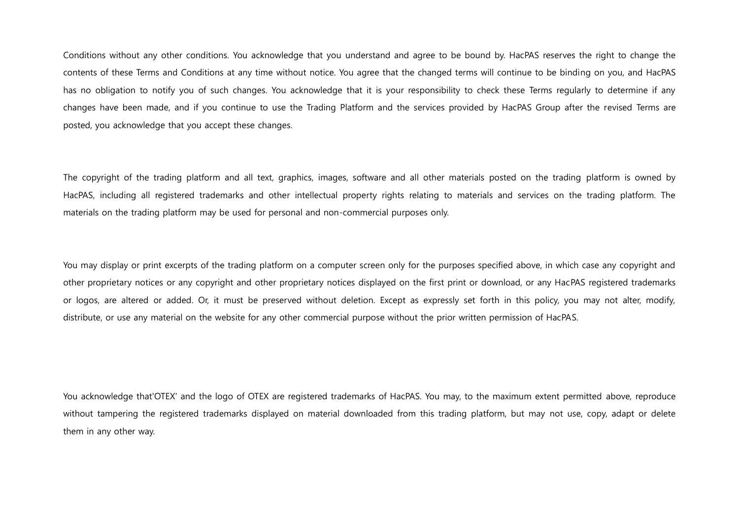Conditions without any other conditions. You acknowledge that you understand and agree to be bound by. HacPAS reserves the right to change the contents of these Terms and Conditions at any time without notice. You agree that the changed terms will continue to be binding on you, and HacPAS has no obligation to notify you of such changes. You acknowledge that it is your responsibility to check these Terms regularly to determine if any changes have been made, and if you continue to use the Trading Platform and the services provided by HacPAS Group after the revised Terms are posted, you acknowledge that you accept these changes.

The copyright of the trading platform and all text, graphics, images, software and all other materials posted on the trading platform is owned by HacPAS, including all registered trademarks and other intellectual property rights relating to materials and services on the trading platform. The materials on the trading platform may be used for personal and non-commercial purposes only.

You may display or print excerpts of the trading platform on a computer screen only for the purposes specified above, in which case any copyright and other proprietary notices or any copyright and other proprietary notices displayed on the first print or download, or any HacPAS registered trademarks or logos, are altered or added. Or, it must be preserved without deletion. Except as expressly set forth in this policy, you may not alter, modify, distribute, or use any material on the website for any other commercial purpose without the prior written permission of HacPAS.

You acknowledge that'OTEX' and the logo of OTEX are registered trademarks of HacPAS. You may, to the maximum extent permitted above, reproduce without tampering the registered trademarks displayed on material downloaded from this trading platform, but may not use, copy, adapt or delete them in any other way.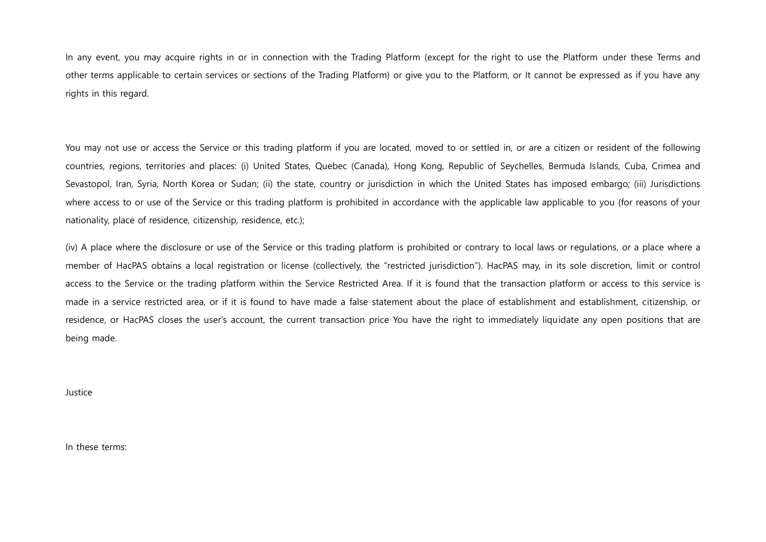In any event, you may acquire rights in or in connection with the Trading Platform (except for the right to use the Platform under these Terms and other terms applicable to certain services or sections of the Trading Platform) or give you to the Platform, or It cannot be expressed as if you have any rights in this regard.

You may not use or access the Service or this trading platform if you are located, moved to or settled in, or are a citizen or resident of the following countries, regions, territories and places: (i) United States, Quebec (Canada), Hong Kong, Republic of Seychelles, Bermuda Islands, Cuba, Crimea and Sevastopol, Iran, Syria, North Korea or Sudan; (ii) the state, country or jurisdiction in which the United States has imposed embargo; (iii) Jurisdictions where access to or use of the Service or this trading platform is prohibited in accordance with the applicable law applicable to you (for reasons of your nationality, place of residence, citizenship, residence, etc.);

(iv) A place where the disclosure or use of the Service or this trading platform is prohibited or contrary to local laws or regulations, or a place where a member of HacPAS obtains a local registration or license (collectively, the "restricted jurisdiction"). HacPAS may, in its sole discretion, limit or control access to the Service or the trading platform within the Service Restricted Area. If it is found that the transaction platform or access to this service is made in a service restricted area, or if it is found to have made a false statement about the place of establishment and establishment, citizenship, or residence, or HacPAS closes the user's account, the current transaction price You have the right to immediately liquidate any open positions that are being made.

Justice

In these terms: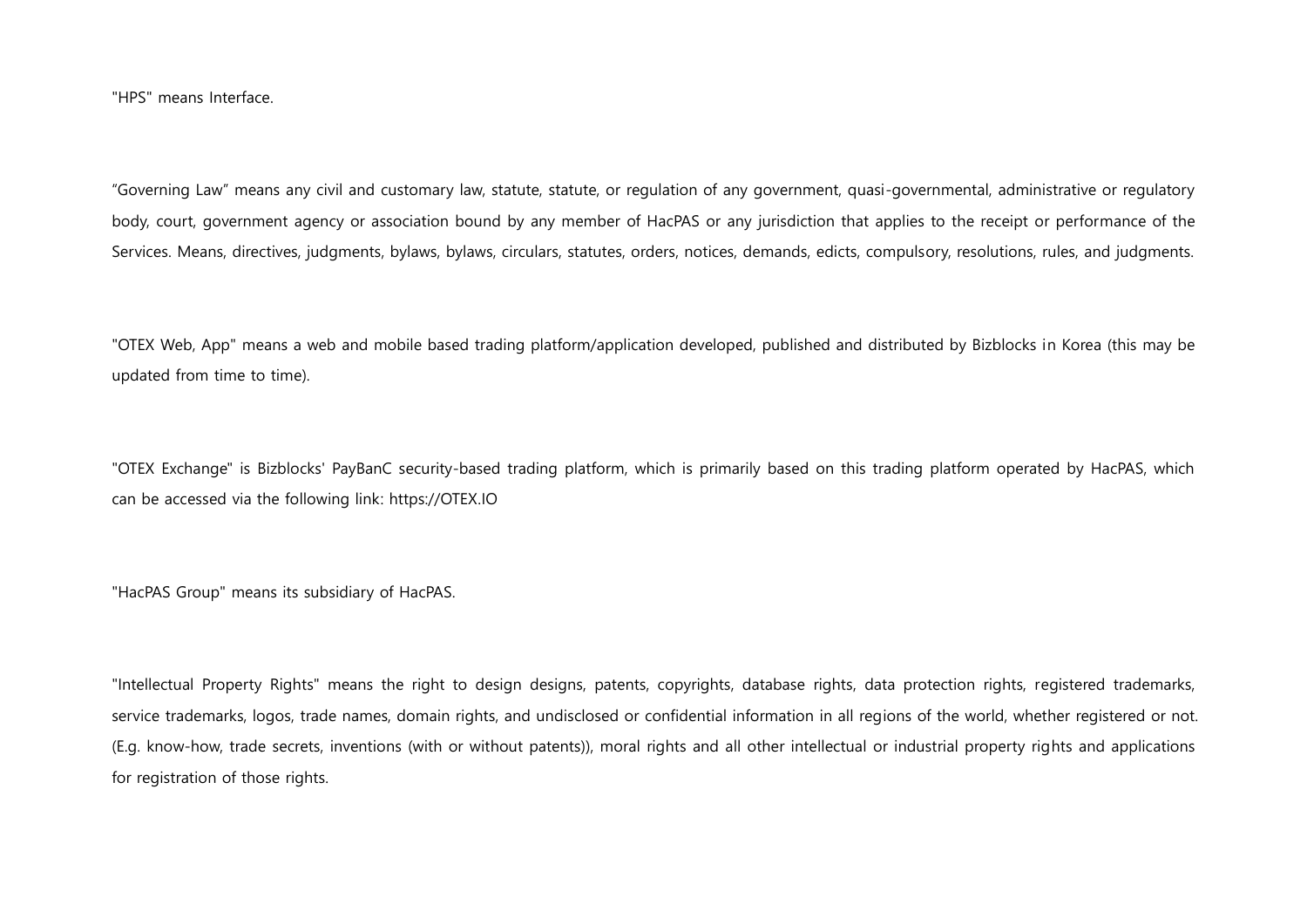"HPS" means Interface.

“Governing Law” means any civil and customary law, statute, statute, or regulation of any government, quasi-governmental, administrative or regulatory body, court, government agency or association bound by any member of HacPAS or any jurisdiction that applies to the receipt or performance of the Services. Means, directives, judgments, bylaws, bylaws, circulars, statutes, orders, notices, demands, edicts, compulsory, resolutions, rules, and judgments.

"OTEX Web, App" means a web and mobile based trading platform/application developed, published and distributed by Bizblocks in Korea (this may be updated from time to time).

"OTEX Exchange" is Bizblocks' PayBanC security-based trading platform, which is primarily based on this trading platform operated by HacPAS, which can be accessed via the following link: https://OTEX.IO

"HacPAS Group" means its subsidiary of HacPAS.

"Intellectual Property Rights" means the right to design designs, patents, copyrights, database rights, data protection rights, registered trademarks, service trademarks, logos, trade names, domain rights, and undisclosed or confidential information in all regions of the world, whether registered or not. (E.g. know-how, trade secrets, inventions (with or without patents)), moral rights and all other intellectual or industrial property rights and applications for registration of those rights.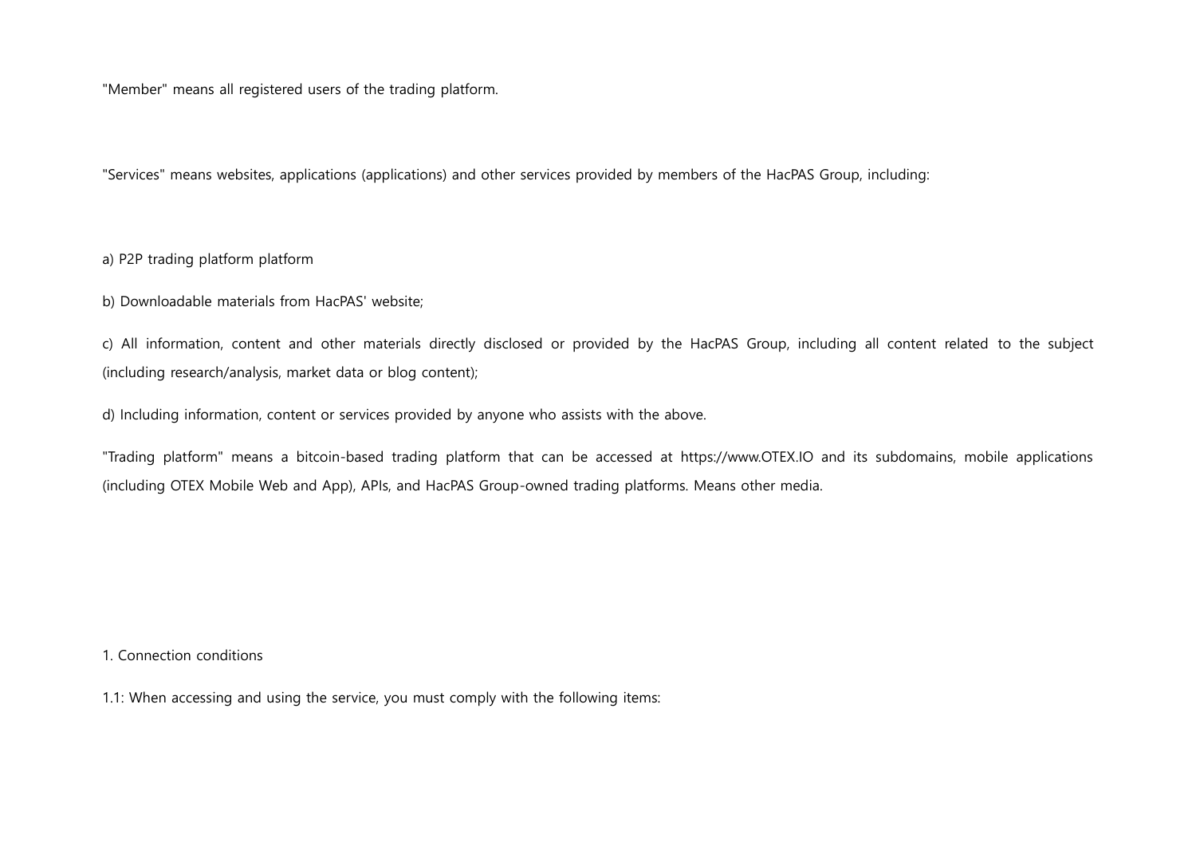"Member" means all registered users of the trading platform.

"Services" means websites, applications (applications) and other services provided by members of the HacPAS Group, including:

a) P2P trading platform platform

b) Downloadable materials from HacPAS' website;

c) All information, content and other materials directly disclosed or provided by the HacPAS Group, including all content related to the subject (including research/analysis, market data or blog content);

d) Including information, content or services provided by anyone who assists with the above.

"Trading platform" means a bitcoin-based trading platform that can be accessed at https://www.OTEX.IO and its subdomains, mobile applications (including OTEX Mobile Web and App), APIs, and HacPAS Group-owned trading platforms. Means other media.

1. Connection conditions

1.1: When accessing and using the service, you must comply with the following items: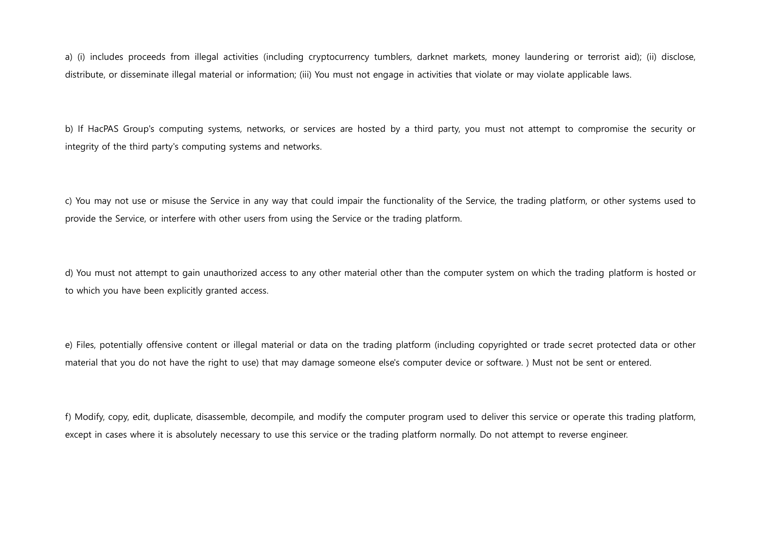a) (i) includes proceeds from illegal activities (including cryptocurrency tumblers, darknet markets, money laundering or terrorist aid); (ii) disclose, distribute, or disseminate illegal material or information; (iii) You must not engage in activities that violate or may violate applicable laws.

b) If HacPAS Group's computing systems, networks, or services are hosted by a third party, you must not attempt to compromise the security or integrity of the third party's computing systems and networks.

c) You may not use or misuse the Service in any way that could impair the functionality of the Service, the trading platform, or other systems used to provide the Service, or interfere with other users from using the Service or the trading platform.

d) You must not attempt to gain unauthorized access to any other material other than the computer system on which the trading platform is hosted or to which you have been explicitly granted access.

e) Files, potentially offensive content or illegal material or data on the trading platform (including copyrighted or trade secret protected data or other material that you do not have the right to use) that may damage someone else's computer device or software. ) Must not be sent or entered.

f) Modify, copy, edit, duplicate, disassemble, decompile, and modify the computer program used to deliver this service or operate this trading platform, except in cases where it is absolutely necessary to use this service or the trading platform normally. Do not attempt to reverse engineer.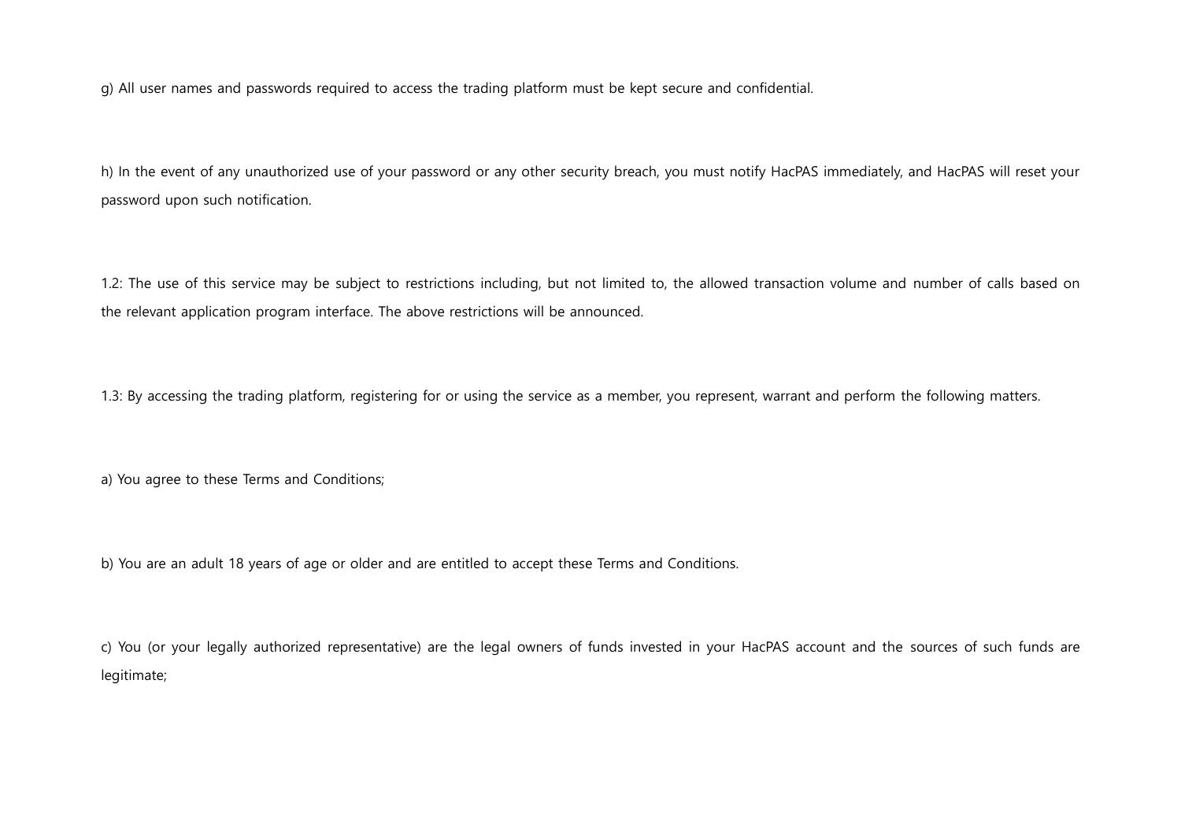g) All user names and passwords required to access the trading platform must be kept secure and confidential.

h) In the event of any unauthorized use of your password or any other security breach, you must notify HacPAS immediately, and HacPAS will reset your password upon such notification.

1.2: The use of this service may be subject to restrictions including, but not limited to, the allowed transaction volume and number of calls based on the relevant application program interface. The above restrictions will be announced.

1.3: By accessing the trading platform, registering for or using the service as a member, you represent, warrant and perform the following matters.

a) You agree to these Terms and Conditions;

b) You are an adult 18 years of age or older and are entitled to accept these Terms and Conditions.

c) You (or your legally authorized representative) are the legal owners of funds invested in your HacPAS account and the sources of such funds are legitimate;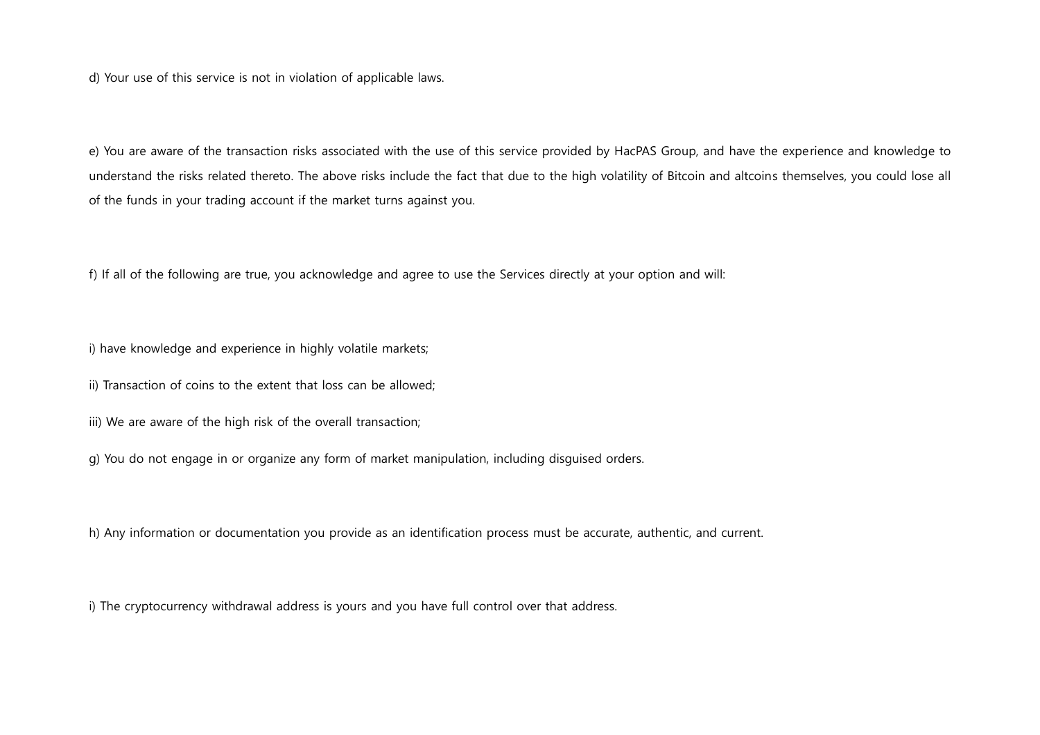d) Your use of this service is not in violation of applicable laws.

e) You are aware of the transaction risks associated with the use of this service provided by HacPAS Group, and have the experience and knowledge to understand the risks related thereto. The above risks include the fact that due to the high volatility of Bitcoin and altcoins themselves, you could lose all of the funds in your trading account if the market turns against you.

f) If all of the following are true, you acknowledge and agree to use the Services directly at your option and will:

i) have knowledge and experience in highly volatile markets;

ii) Transaction of coins to the extent that loss can be allowed;

iii) We are aware of the high risk of the overall transaction;

g) You do not engage in or organize any form of market manipulation, including disguised orders.

h) Any information or documentation you provide as an identification process must be accurate, authentic, and current.

i) The cryptocurrency withdrawal address is yours and you have full control over that address.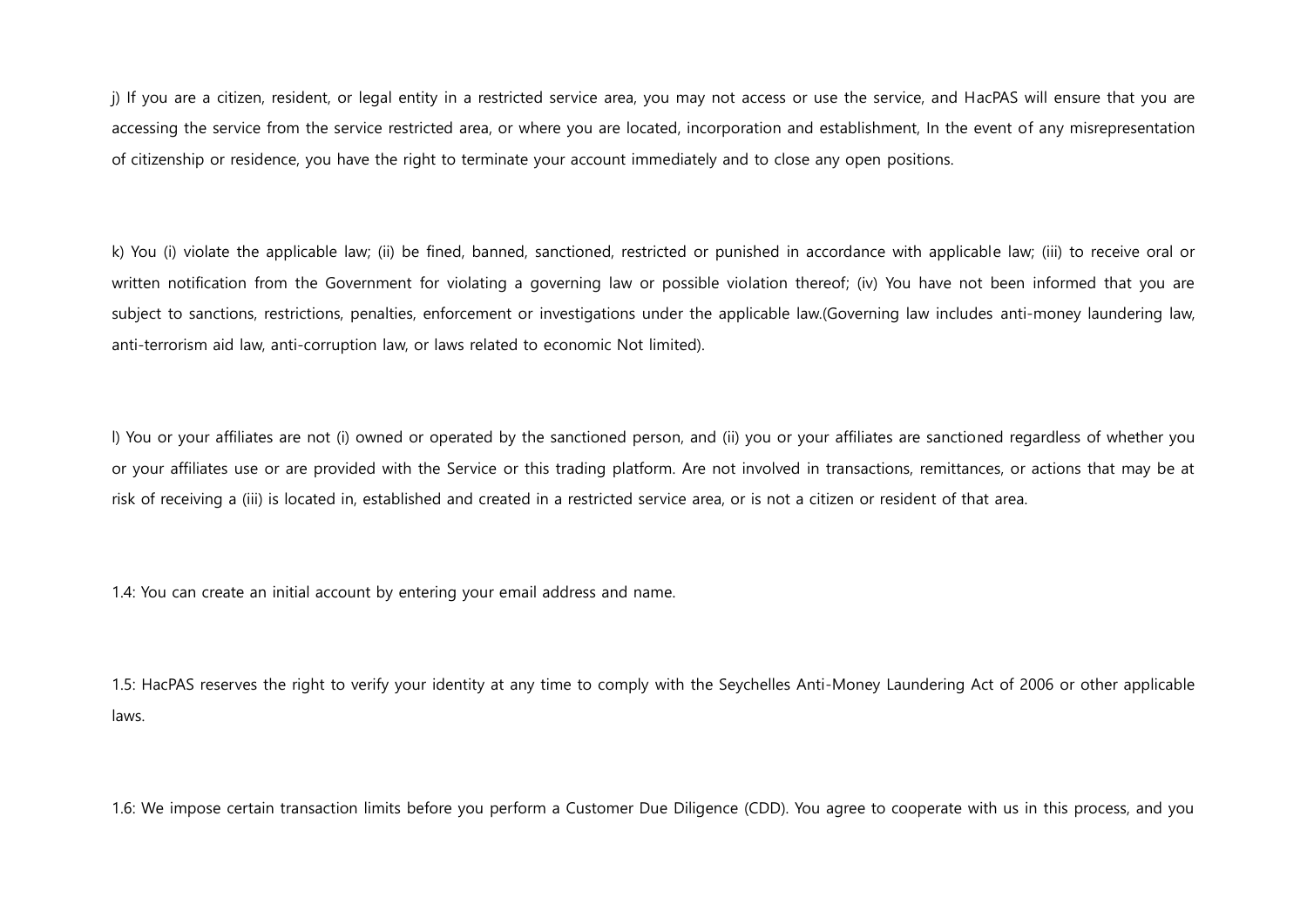j) If you are a citizen, resident, or legal entity in a restricted service area, you may not access or use the service, and HacPAS will ensure that you are accessing the service from the service restricted area, or where you are located, incorporation and establishment, In the event of any misrepresentation of citizenship or residence, you have the right to terminate your account immediately and to close any open positions.

k) You (i) violate the applicable law; (ii) be fined, banned, sanctioned, restricted or punished in accordance with applicable law; (iii) to receive oral or written notification from the Government for violating a governing law or possible violation thereof; (iv) You have not been informed that you are subject to sanctions, restrictions, penalties, enforcement or investigations under the applicable law.(Governing law includes anti-money laundering law, anti-terrorism aid law, anti-corruption law, or laws related to economic Not limited).

l) You or your affiliates are not (i) owned or operated by the sanctioned person, and (ii) you or your affiliates are sanctioned regardless of whether you or your affiliates use or are provided with the Service or this trading platform. Are not involved in transactions, remittances, or actions that may be at risk of receiving a (iii) is located in, established and created in a restricted service area, or is not a citizen or resident of that area.

1.4: You can create an initial account by entering your email address and name.

1.5: HacPAS reserves the right to verify your identity at any time to comply with the Seychelles Anti-Money Laundering Act of 2006 or other applicable laws.

1.6: We impose certain transaction limits before you perform a Customer Due Diligence (CDD). You agree to cooperate with us in this process, and you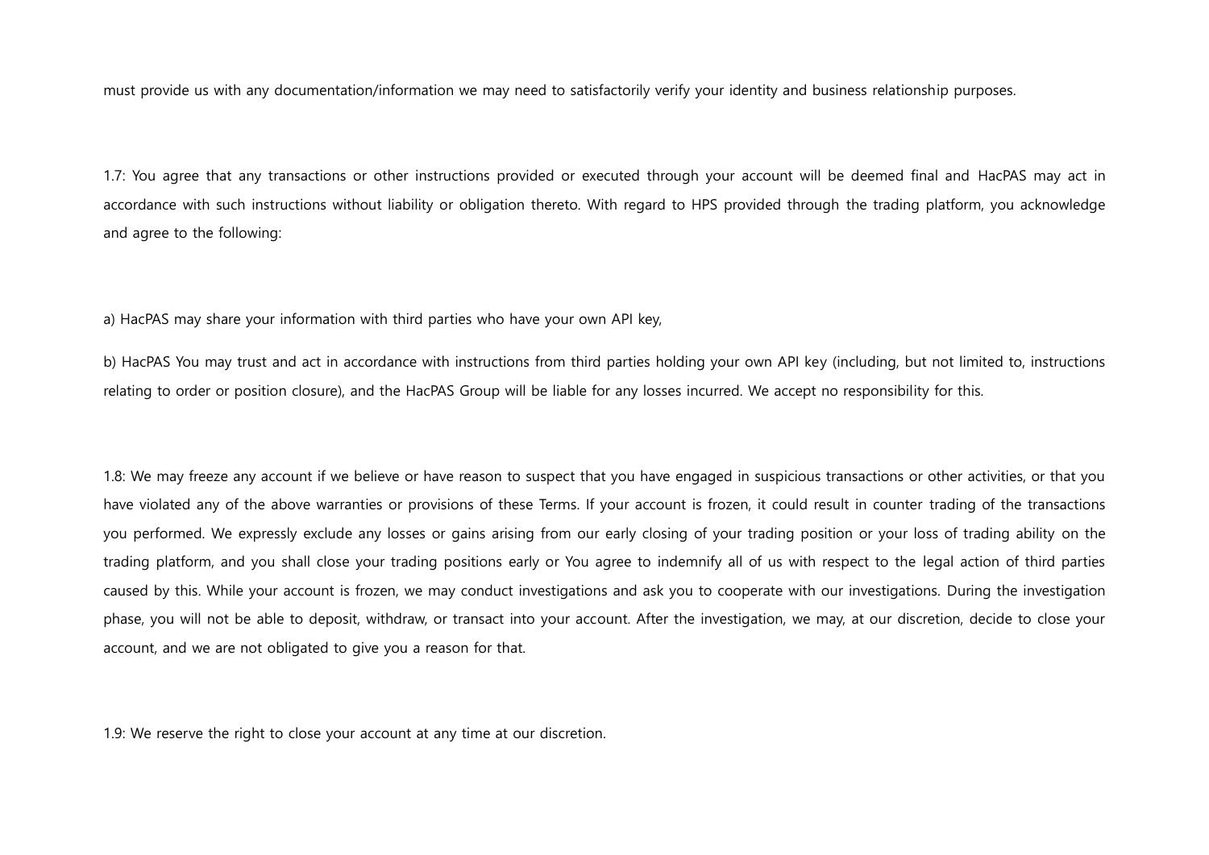must provide us with any documentation/information we may need to satisfactorily verify your identity and business relationship purposes.

1.7: You agree that any transactions or other instructions provided or executed through your account will be deemed final and HacPAS may act in accordance with such instructions without liability or obligation thereto. With regard to HPS provided through the trading platform, you acknowledge and agree to the following:

a) HacPAS may share your information with third parties who have your own API key,

b) HacPAS You may trust and act in accordance with instructions from third parties holding your own API key (including, but not limited to, instructions relating to order or position closure), and the HacPAS Group will be liable for any losses incurred. We accept no responsibility for this.

1.8: We may freeze any account if we believe or have reason to suspect that you have engaged in suspicious transactions or other activities, or that you have violated any of the above warranties or provisions of these Terms. If your account is frozen, it could result in counter trading of the transactions you performed. We expressly exclude any losses or gains arising from our early closing of your trading position or your loss of trading ability on the trading platform, and you shall close your trading positions early or You agree to indemnify all of us with respect to the legal action of third parties caused by this. While your account is frozen, we may conduct investigations and ask you to cooperate with our investigations. During the investigation phase, you will not be able to deposit, withdraw, or transact into your account. After the investigation, we may, at our discretion, decide to close your account, and we are not obligated to give you a reason for that.

1.9: We reserve the right to close your account at any time at our discretion.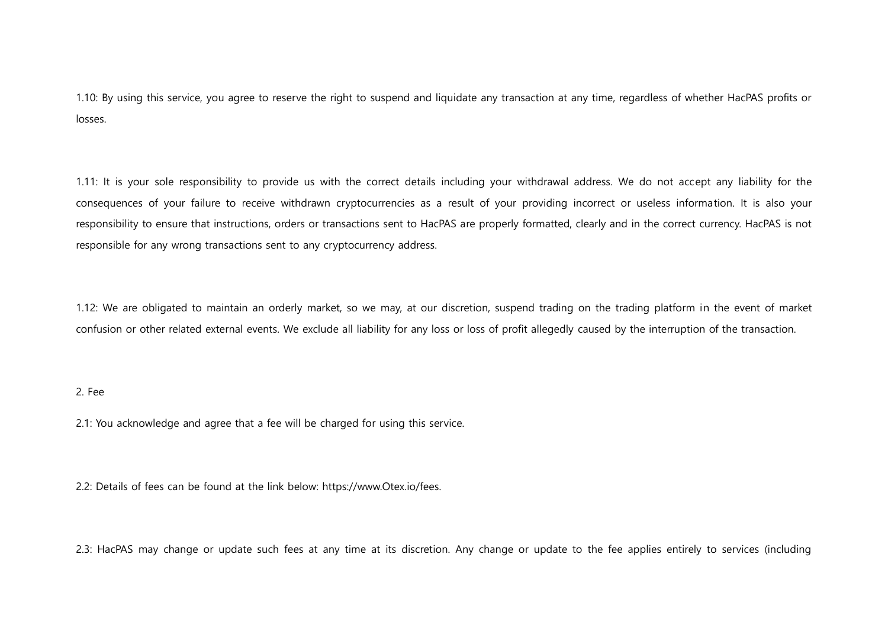1.10: By using this service, you agree to reserve the right to suspend and liquidate any transaction at any time, regardless of whether HacPAS profits or losses.

1.11: It is your sole responsibility to provide us with the correct details including your withdrawal address. We do not accept any liability for the consequences of your failure to receive withdrawn cryptocurrencies as a result of your providing incorrect or useless information. It is also your responsibility to ensure that instructions, orders or transactions sent to HacPAS are properly formatted, clearly and in the correct currency. HacPAS is not responsible for any wrong transactions sent to any cryptocurrency address.

1.12: We are obligated to maintain an orderly market, so we may, at our discretion, suspend trading on the trading platform in the event of market confusion or other related external events. We exclude all liability for any loss or loss of profit allegedly caused by the interruption of the transaction.

## 2. Fee

2.1: You acknowledge and agree that a fee will be charged for using this service.

2.2: Details of fees can be found at the link below: https://www.Otex.io/fees.

2.3: HacPAS may change or update such fees at any time at its discretion. Any change or update to the fee applies entirely to services (including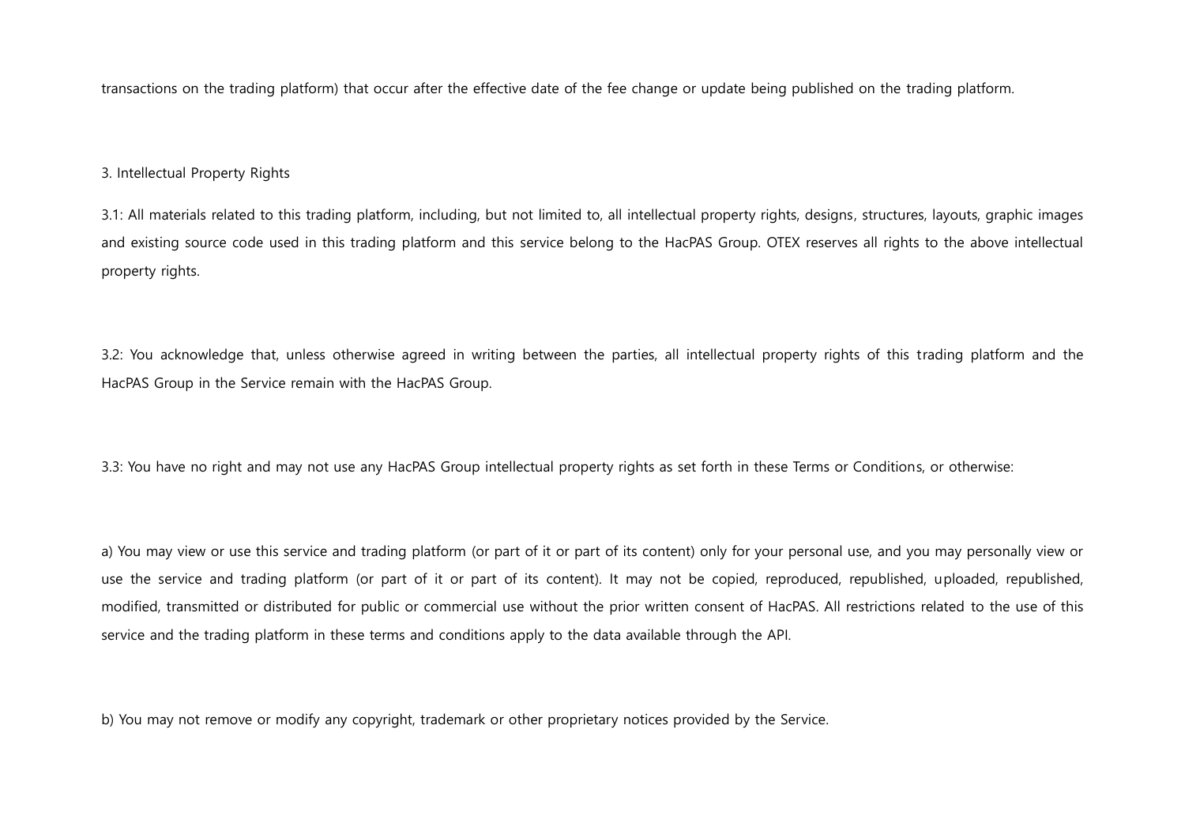transactions on the trading platform) that occur after the effective date of the fee change or update being published on the trading platform.

## 3. Intellectual Property Rights

3.1: All materials related to this trading platform, including, but not limited to, all intellectual property rights, designs, structures, layouts, graphic images and existing source code used in this trading platform and this service belong to the HacPAS Group. OTEX reserves all rights to the above intellectual property rights.

3.2: You acknowledge that, unless otherwise agreed in writing between the parties, all intellectual property rights of this trading platform and the HacPAS Group in the Service remain with the HacPAS Group.

3.3: You have no right and may not use any HacPAS Group intellectual property rights as set forth in these Terms or Conditions, or otherwise:

a) You may view or use this service and trading platform (or part of it or part of its content) only for your personal use, and you may personally view or use the service and trading platform (or part of it or part of its content). It may not be copied, reproduced, republished, uploaded, republished, modified, transmitted or distributed for public or commercial use without the prior written consent of HacPAS. All restrictions related to the use of this service and the trading platform in these terms and conditions apply to the data available through the API.

b) You may not remove or modify any copyright, trademark or other proprietary notices provided by the Service.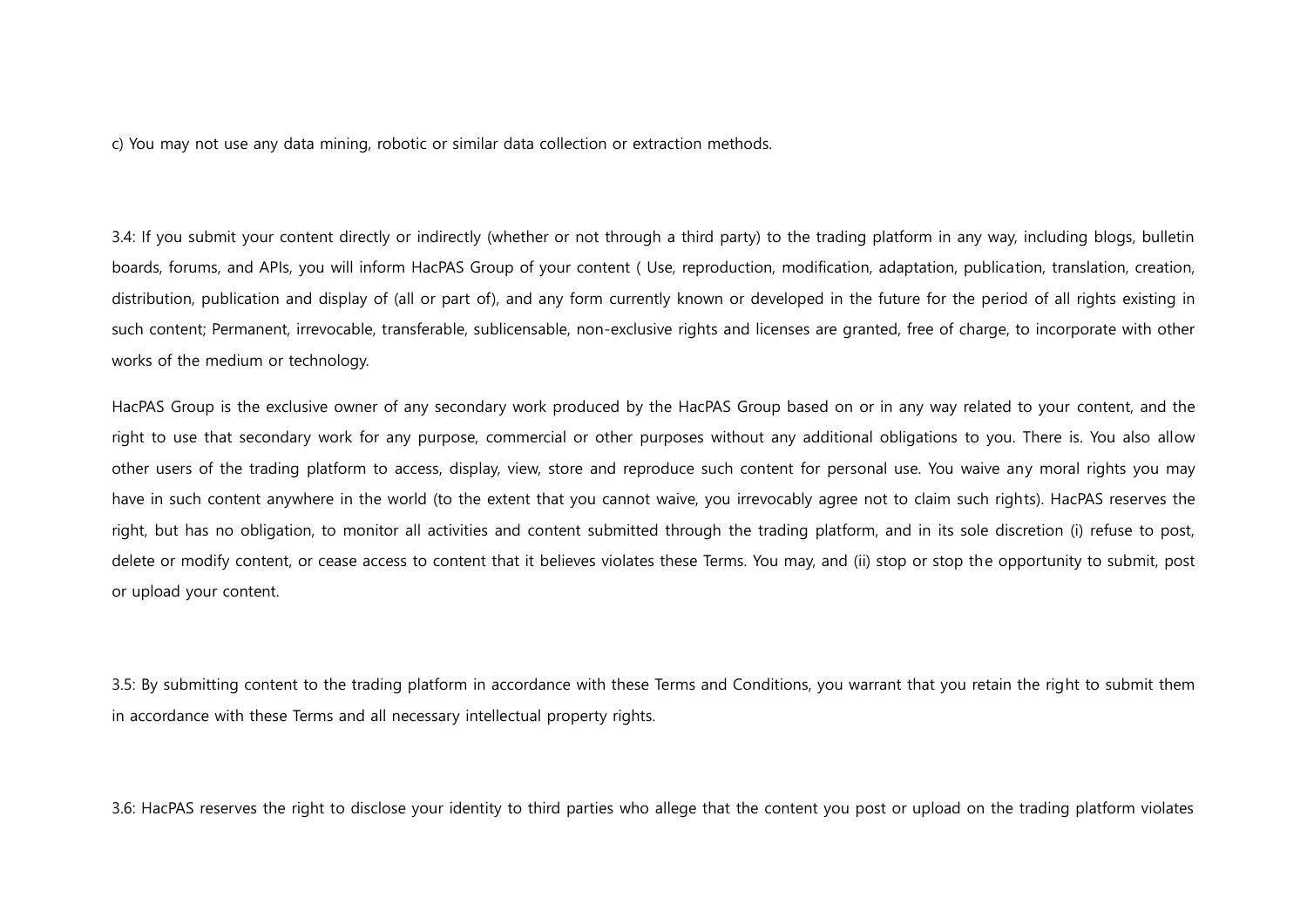c) You may not use any data mining, robotic or similar data collection or extraction methods.

3.4: If you submit your content directly or indirectly (whether or not through a third party) to the trading platform in any way, including blogs, bulletin boards, forums, and APIs, you will inform HacPAS Group of your content ( Use, reproduction, modification, adaptation, publication, translation, creation, distribution, publication and display of (all or part of), and any form currently known or developed in the future for the period of all rights existing in such content; Permanent, irrevocable, transferable, sublicensable, non-exclusive rights and licenses are granted, free of charge, to incorporate with other works of the medium or technology.

HacPAS Group is the exclusive owner of any secondary work produced by the HacPAS Group based on or in any way related to your content, and the right to use that secondary work for any purpose, commercial or other purposes without any additional obligations to you. There is. You also allow other users of the trading platform to access, display, view, store and reproduce such content for personal use. You waive any moral rights you may have in such content anywhere in the world (to the extent that you cannot waive, you irrevocably agree not to claim such rights). HacPAS reserves the right, but has no obligation, to monitor all activities and content submitted through the trading platform, and in its sole discretion (i) refuse to post, delete or modify content, or cease access to content that it believes violates these Terms. You may, and (ii) stop or stop the opportunity to submit, post or upload your content.

3.5: By submitting content to the trading platform in accordance with these Terms and Conditions, you warrant that you retain the right to submit them in accordance with these Terms and all necessary intellectual property rights.

3.6: HacPAS reserves the right to disclose your identity to third parties who allege that the content you post or upload on the trading platform violates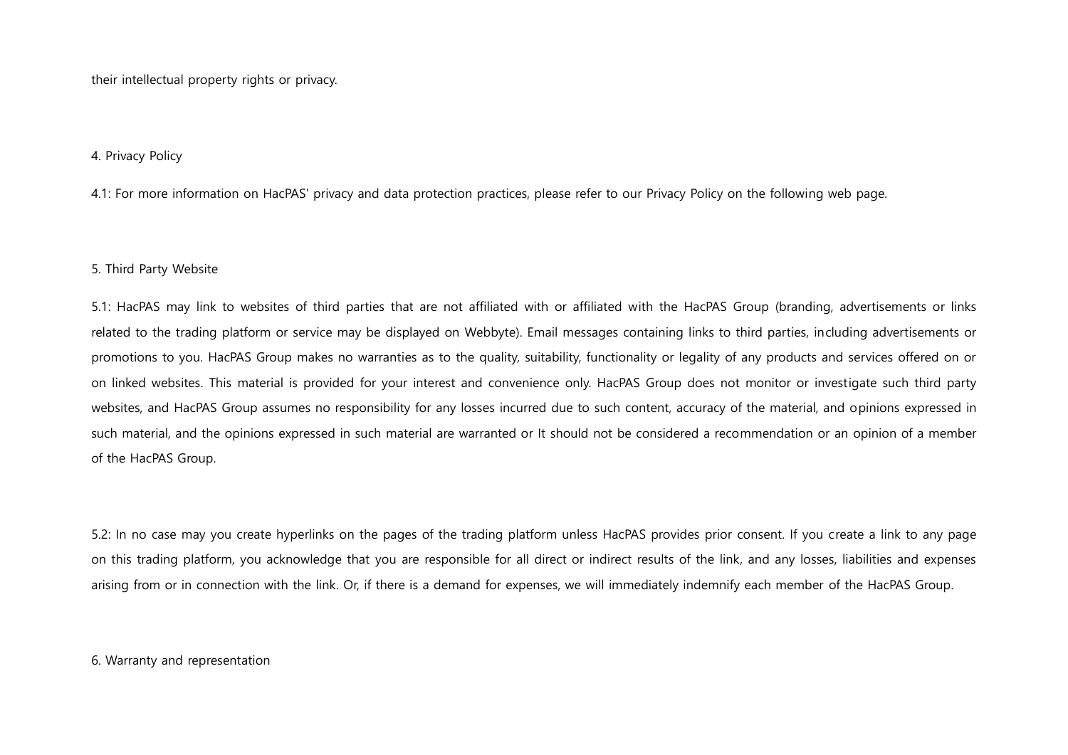their intellectual property rights or privacy.

## 4. Privacy Policy

4.1: For more information on HacPAS' privacy and data protection practices, please refer to our Privacy Policy on the following web page.

## 5. Third Party Website

5.1: HacPAS may link to websites of third parties that are not affiliated with or affiliated with the HacPAS Group (branding, advertisements or links related to the trading platform or service may be displayed on Webbyte). Email messages containing links to third parties, including advertisements or promotions to you. HacPAS Group makes no warranties as to the quality, suitability, functionality or legality of any products and services offered on or on linked websites. This material is provided for your interest and convenience only. HacPAS Group does not monitor or investigate such third party websites, and HacPAS Group assumes no responsibility for any losses incurred due to such content, accuracy of the material, and opinions expressed in such material, and the opinions expressed in such material are warranted or It should not be considered a recommendation or an opinion of a member of the HacPAS Group.

5.2: In no case may you create hyperlinks on the pages of the trading platform unless HacPAS provides prior consent. If you create a link to any page on this trading platform, you acknowledge that you are responsible for all direct or indirect results of the link, and any losses, liabilities and expenses arising from or in connection with the link. Or, if there is a demand for expenses, we will immediately indemnify each member of the HacPAS Group.

## 6. Warranty and representation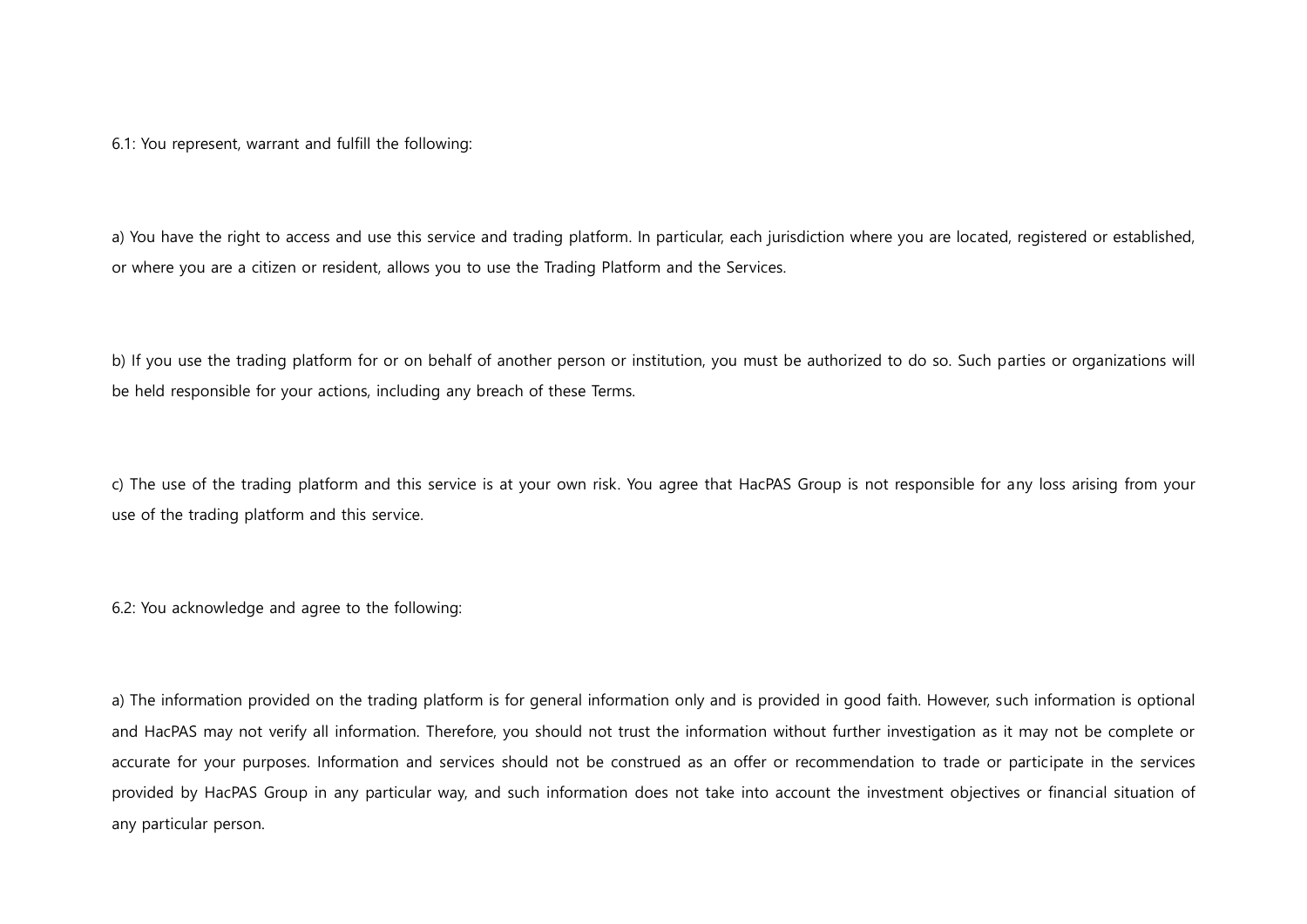6.1: You represent, warrant and fulfill the following:

a) You have the right to access and use this service and trading platform. In particular, each jurisdiction where you are located, registered or established, or where you are a citizen or resident, allows you to use the Trading Platform and the Services.

b) If you use the trading platform for or on behalf of another person or institution, you must be authorized to do so. Such parties or organizations will be held responsible for your actions, including any breach of these Terms.

c) The use of the trading platform and this service is at your own risk. You agree that HacPAS Group is not responsible for any loss arising from your use of the trading platform and this service.

6.2: You acknowledge and agree to the following:

a) The information provided on the trading platform is for general information only and is provided in good faith. However, such information is optional and HacPAS may not verify all information. Therefore, you should not trust the information without further investigation as it may not be complete or accurate for your purposes. Information and services should not be construed as an offer or recommendation to trade or participate in the services provided by HacPAS Group in any particular way, and such information does not take into account the investment objectives or financial situation of any particular person.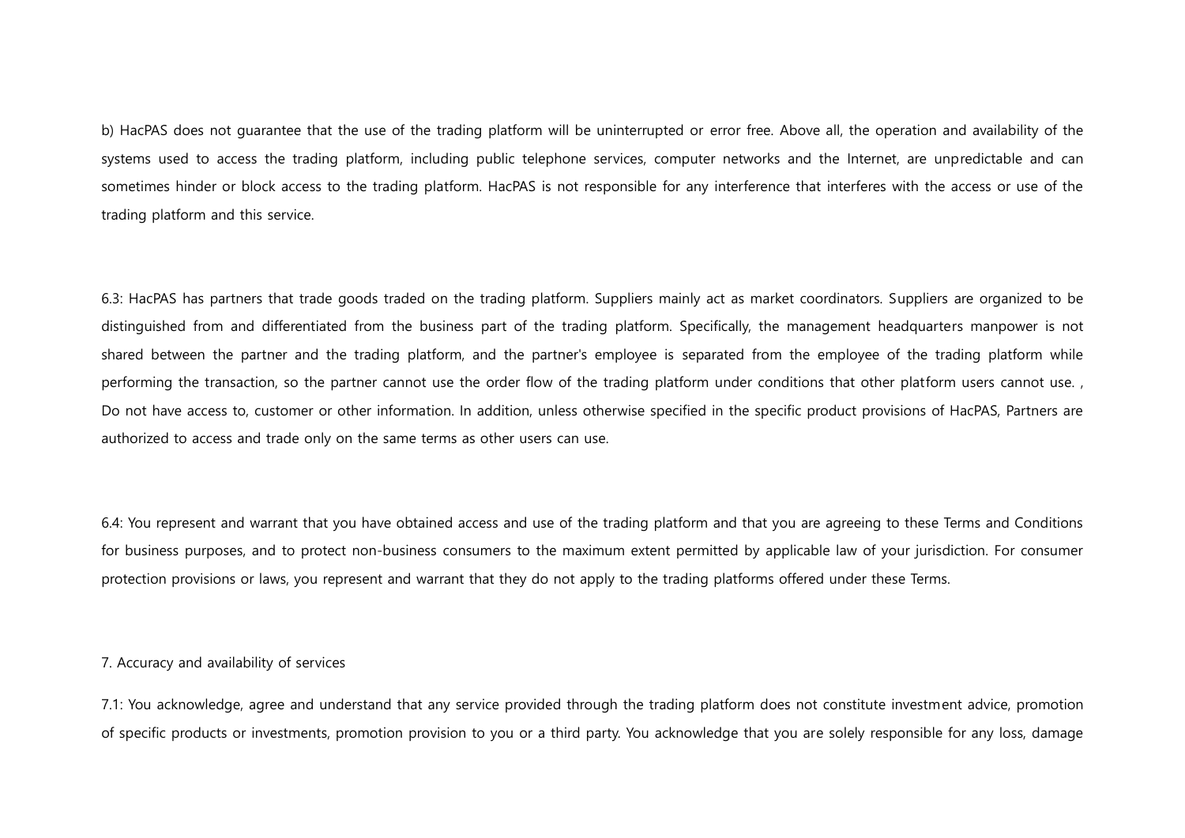b) HacPAS does not guarantee that the use of the trading platform will be uninterrupted or error free. Above all, the operation and availability of the systems used to access the trading platform, including public telephone services, computer networks and the Internet, are unpredictable and can sometimes hinder or block access to the trading platform. HacPAS is not responsible for any interference that interferes with the access or use of the trading platform and this service.

6.3: HacPAS has partners that trade goods traded on the trading platform. Suppliers mainly act as market coordinators. Suppliers are organized to be distinguished from and differentiated from the business part of the trading platform. Specifically, the management headquarters manpower is not shared between the partner and the trading platform, and the partner's employee is separated from the employee of the trading platform while performing the transaction, so the partner cannot use the order flow of the trading platform under conditions that other platform users cannot use. , Do not have access to, customer or other information. In addition, unless otherwise specified in the specific product provisions of HacPAS, Partners are authorized to access and trade only on the same terms as other users can use.

6.4: You represent and warrant that you have obtained access and use of the trading platform and that you are agreeing to these Terms and Conditions for business purposes, and to protect non-business consumers to the maximum extent permitted by applicable law of your jurisdiction. For consumer protection provisions or laws, you represent and warrant that they do not apply to the trading platforms offered under these Terms.

## 7. Accuracy and availability of services

7.1: You acknowledge, agree and understand that any service provided through the trading platform does not constitute investment advice, promotion of specific products or investments, promotion provision to you or a third party. You acknowledge that you are solely responsible for any loss, damage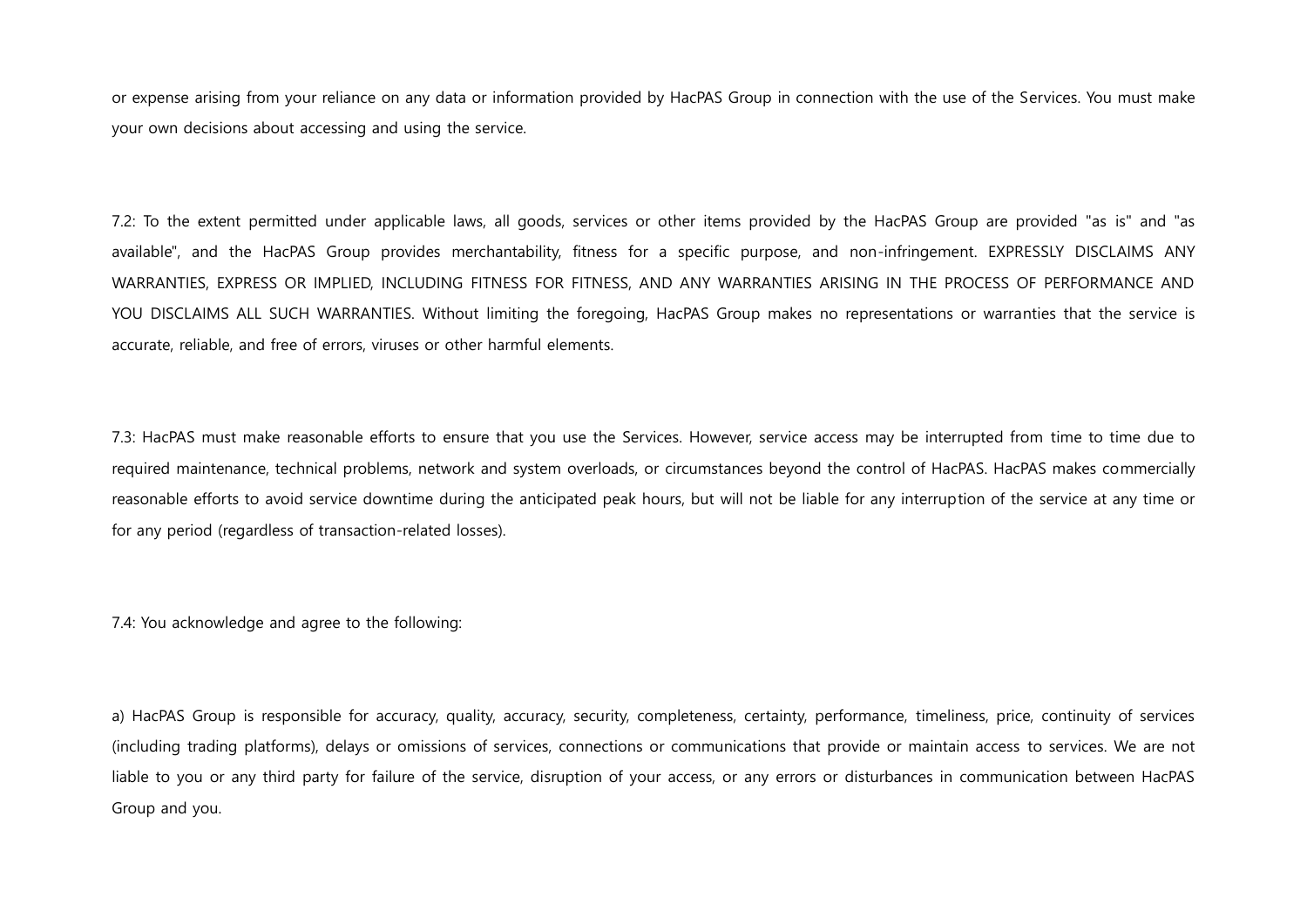or expense arising from your reliance on any data or information provided by HacPAS Group in connection with the use of the Services. You must make your own decisions about accessing and using the service.

7.2: To the extent permitted under applicable laws, all goods, services or other items provided by the HacPAS Group are provided "as is" and "as available", and the HacPAS Group provides merchantability, fitness for a specific purpose, and non-infringement. EXPRESSLY DISCLAIMS ANY WARRANTIES, EXPRESS OR IMPLIED, INCLUDING FITNESS FOR FITNESS, AND ANY WARRANTIES ARISING IN THE PROCESS OF PERFORMANCE AND YOU DISCLAIMS ALL SUCH WARRANTIES. Without limiting the foregoing, HacPAS Group makes no representations or warranties that the service is accurate, reliable, and free of errors, viruses or other harmful elements.

7.3: HacPAS must make reasonable efforts to ensure that you use the Services. However, service access may be interrupted from time to time due to required maintenance, technical problems, network and system overloads, or circumstances beyond the control of HacPAS. HacPAS makes commercially reasonable efforts to avoid service downtime during the anticipated peak hours, but will not be liable for any interruption of the service at any time or for any period (regardless of transaction-related losses).

7.4: You acknowledge and agree to the following:

a) HacPAS Group is responsible for accuracy, quality, accuracy, security, completeness, certainty, performance, timeliness, price, continuity of services (including trading platforms), delays or omissions of services, connections or communications that provide or maintain access to services. We are not liable to you or any third party for failure of the service, disruption of your access, or any errors or disturbances in communication between HacPAS Group and you.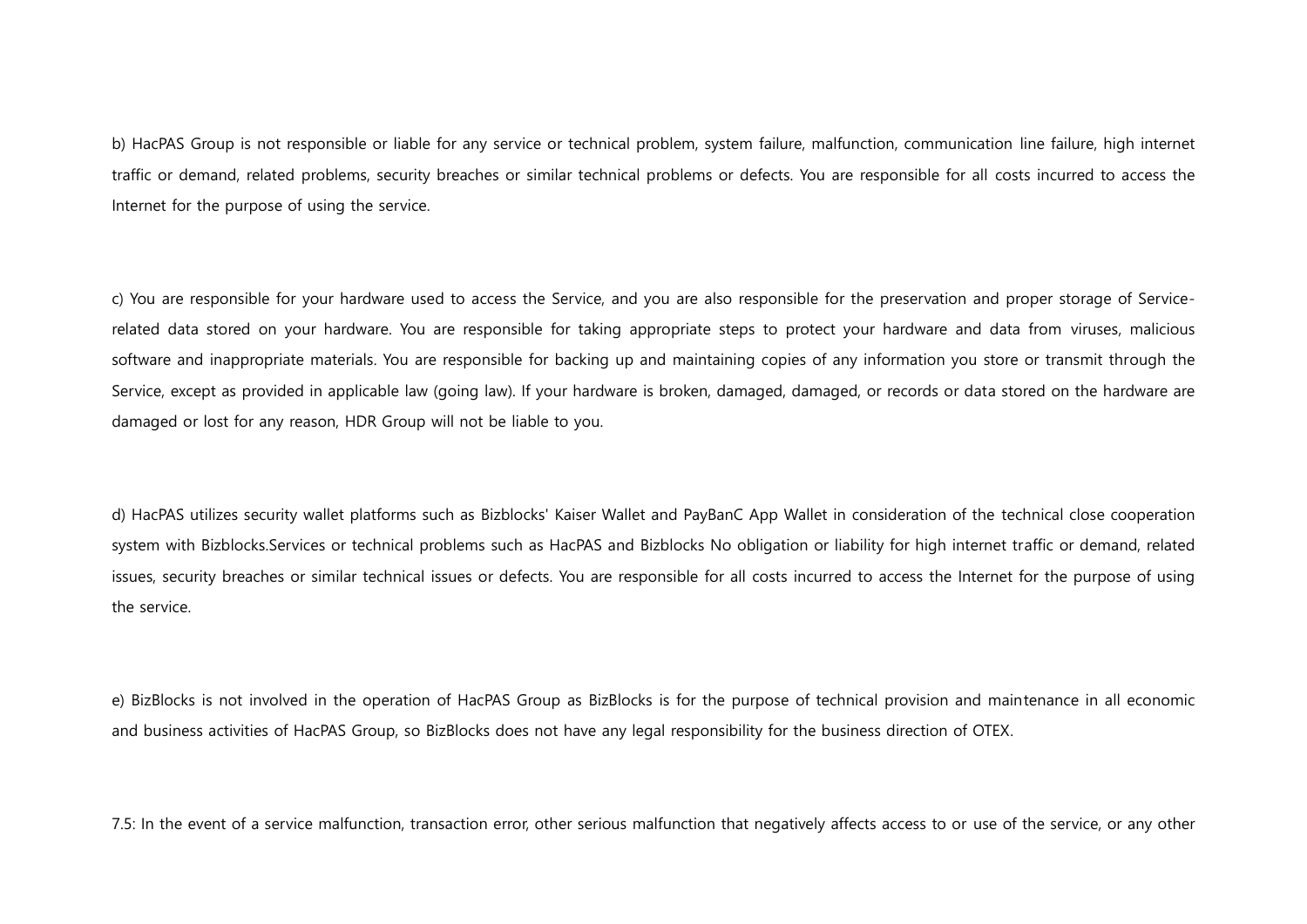b) HacPAS Group is not responsible or liable for any service or technical problem, system failure, malfunction, communication line failure, high internet traffic or demand, related problems, security breaches or similar technical problems or defects. You are responsible for all costs incurred to access the Internet for the purpose of using the service.

c) You are responsible for your hardware used to access the Service, and you are also responsible for the preservation and proper storage of Service-related data stored on your hardware. You are responsible for taking appropriate steps to protect your hardware and data from viruses, malicious software and inappropriate materials. You are responsible for backing up and maintaining copies of any information you store or transmit through the Service, except as provided in applicable law (going law). If your hardware is broken, damaged, damaged, or records or data stored on the hardware are damaged or lost for any reason, HDR Group will not be liable to you.

d) HacPAS utilizes security wallet platforms such as Bizblocks' Kaiser Wallet and PayBanC App Wallet in consideration of the technical close cooperation system with Bizblocks.Services or technical problems such as HacPAS and Bizblocks No obligation or liability for high internet traffic or demand, related issues, security breaches or similar technical issues or defects. You are responsible for all costs incurred to access the Internet for the purpose of using the service.

e) BizBlocks is not involved in the operation of HacPAS Group as BizBlocks is for the purpose of technical provision and maintenance in all economic and business activities of HacPAS Group, so BizBlocks does not have any legal responsibility for the business direction of OTEX.

7.5: In the event of a service malfunction, transaction error, other serious malfunction that negatively affects access to or use of the service, or any other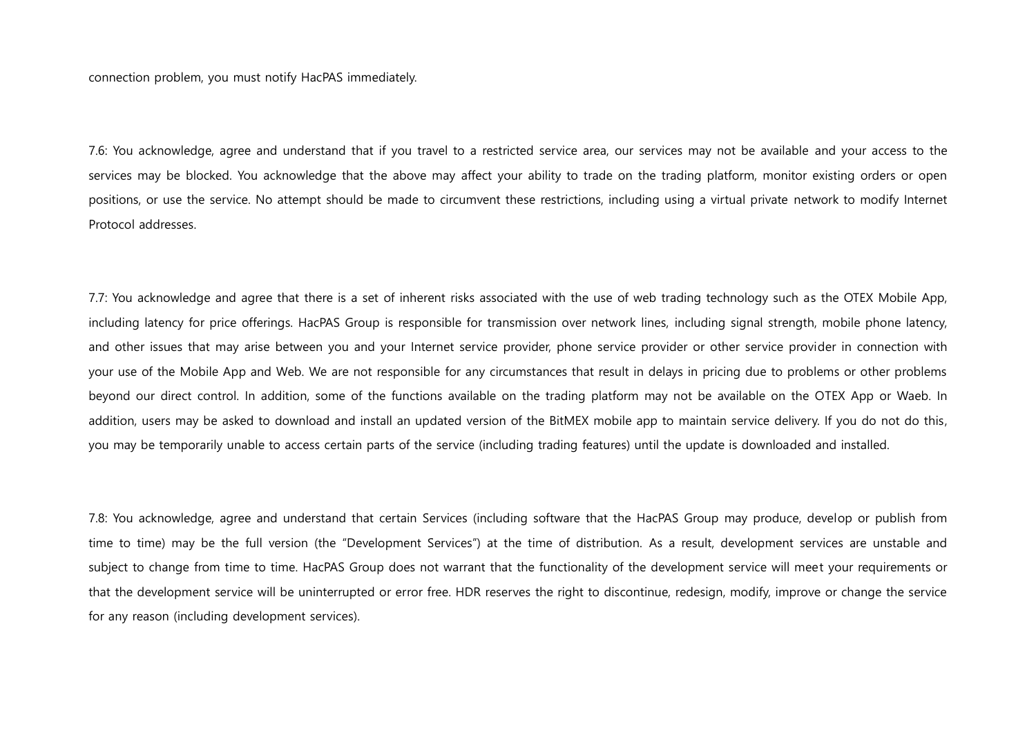connection problem, you must notify HacPAS immediately.

7.6: You acknowledge, agree and understand that if you travel to a restricted service area, our services may not be available and your access to the services may be blocked. You acknowledge that the above may affect your ability to trade on the trading platform, monitor existing orders or open positions, or use the service. No attempt should be made to circumvent these restrictions, including using a virtual private network to modify Internet Protocol addresses.

7.7: You acknowledge and agree that there is a set of inherent risks associated with the use of web trading technology such as the OTEX Mobile App, including latency for price offerings. HacPAS Group is responsible for transmission over network lines, including signal strength, mobile phone latency, and other issues that may arise between you and your Internet service provider, phone service provider or other service provider in connection with your use of the Mobile App and Web. We are not responsible for any circumstances that result in delays in pricing due to problems or other problems beyond our direct control. In addition, some of the functions available on the trading platform may not be available on the OTEX App or Waeb. In addition, users may be asked to download and install an updated version of the BitMEX mobile app to maintain service delivery. If you do not do this, you may be temporarily unable to access certain parts of the service (including trading features) until the update is downloaded and installed.

7.8: You acknowledge, agree and understand that certain Services (including software that the HacPAS Group may produce, develop or publish from time to time) may be the full version (the "Development Services") at the time of distribution. As a result, development services are unstable and subject to change from time to time. HacPAS Group does not warrant that the functionality of the development service will meet your requirements or that the development service will be uninterrupted or error free. HDR reserves the right to discontinue, redesign, modify, improve or change the service for any reason (including development services).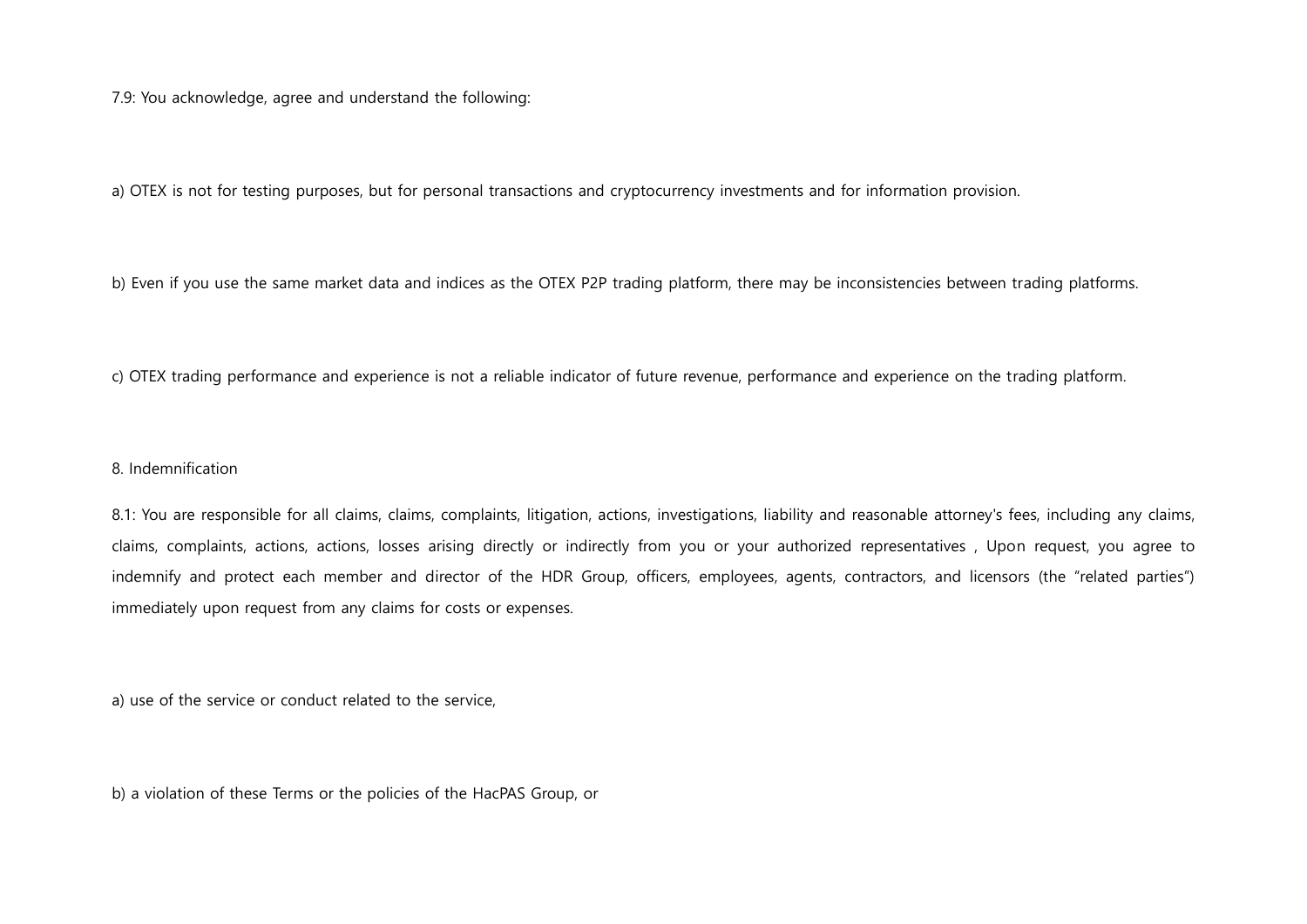7.9: You acknowledge, agree and understand the following:

a) OTEX is not for testing purposes, but for personal transactions and cryptocurrency investments and for information provision.

b) Even if you use the same market data and indices as the OTEX P2P trading platform, there may be inconsistencies between trading platforms.

c) OTEX trading performance and experience is not a reliable indicator of future revenue, performance and experience on the trading platform.

## 8. Indemnification

8.1: You are responsible for all claims, claims, complaints, litigation, actions, investigations, liability and reasonable attorney's fees, including any claims, claims, complaints, actions, actions, losses arising directly or indirectly from you or your authorized representatives , Upon request, you agree to indemnify and protect each member and director of the HDR Group, officers, employees, agents, contractors, and licensors (the "related parties") immediately upon request from any claims for costs or expenses.

a) use of the service or conduct related to the service,

b) a violation of these Terms or the policies of the HacPAS Group, or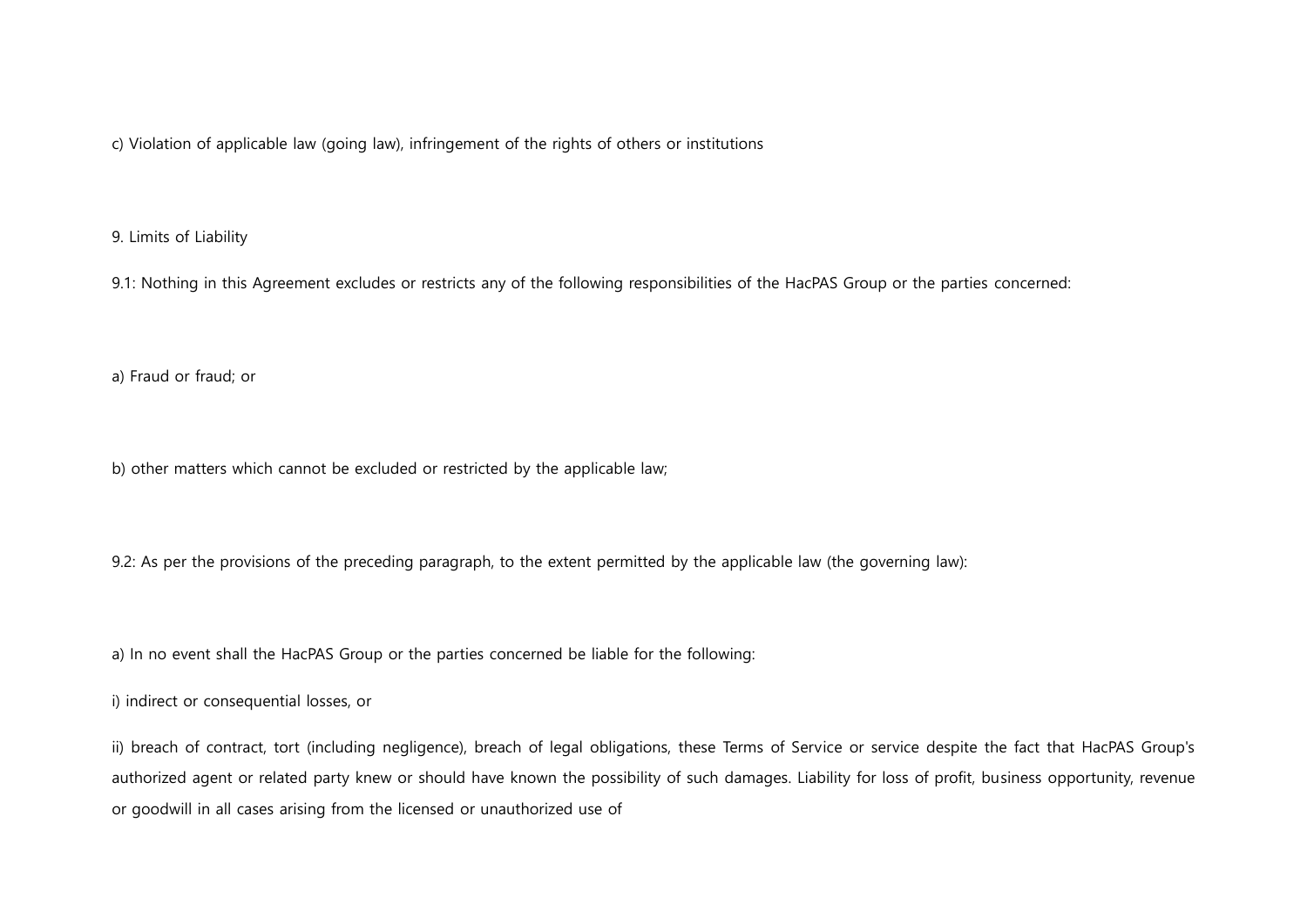c) Violation of applicable law (going law), infringement of the rights of others or institutions

## 9. Limits of Liability

9.1: Nothing in this Agreement excludes or restricts any of the following responsibilities of the HacPAS Group or the parties concerned:

a) Fraud or fraud; or

b) other matters which cannot be excluded or restricted by the applicable law;

9.2: As per the provisions of the preceding paragraph, to the extent permitted by the applicable law (the governing law):

a) In no event shall the HacPAS Group or the parties concerned be liable for the following:

i) indirect or consequential losses, or

ii) breach of contract, tort (including negligence), breach of legal obligations, these Terms of Service or service despite the fact that HacPAS Group's authorized agent or related party knew or should have known the possibility of such damages. Liability for loss of profit, business opportunity, revenue or goodwill in all cases arising from the licensed or unauthorized use of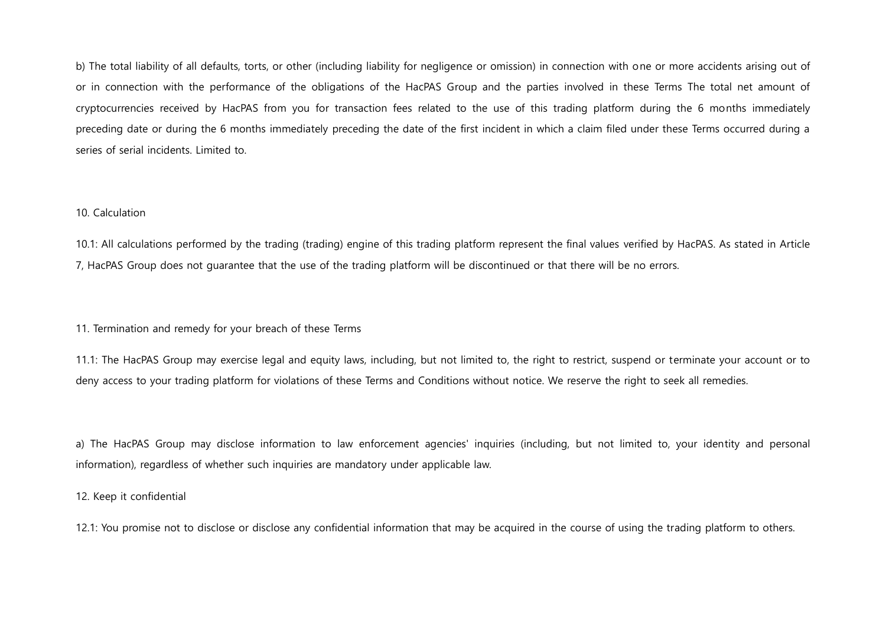b) The total liability of all defaults, torts, or other (including liability for negligence or omission) in connection with one or more accidents arising out of or in connection with the performance of the obligations of the HacPAS Group and the parties involved in these Terms The total net amount of cryptocurrencies received by HacPAS from you for transaction fees related to the use of this trading platform during the 6 months immediately preceding date or during the 6 months immediately preceding the date of the first incident in which a claim filed under these Terms occurred during a series of serial incidents. Limited to.

## 10. Calculation

10.1: All calculations performed by the trading (trading) engine of this trading platform represent the final values verified by HacPAS. As stated in Article 7, HacPAS Group does not guarantee that the use of the trading platform will be discontinued or that there will be no errors.

## 11. Termination and remedy for your breach of these Terms

11.1: The HacPAS Group may exercise legal and equity laws, including, but not limited to, the right to restrict, suspend or terminate your account or to deny access to your trading platform for violations of these Terms and Conditions without notice. We reserve the right to seek all remedies.

a) The HacPAS Group may disclose information to law enforcement agencies' inquiries (including, but not limited to, your identity and personal information), regardless of whether such inquiries are mandatory under applicable law.

## 12. Keep it confidential

12.1: You promise not to disclose or disclose any confidential information that may be acquired in the course of using the trading platform to others.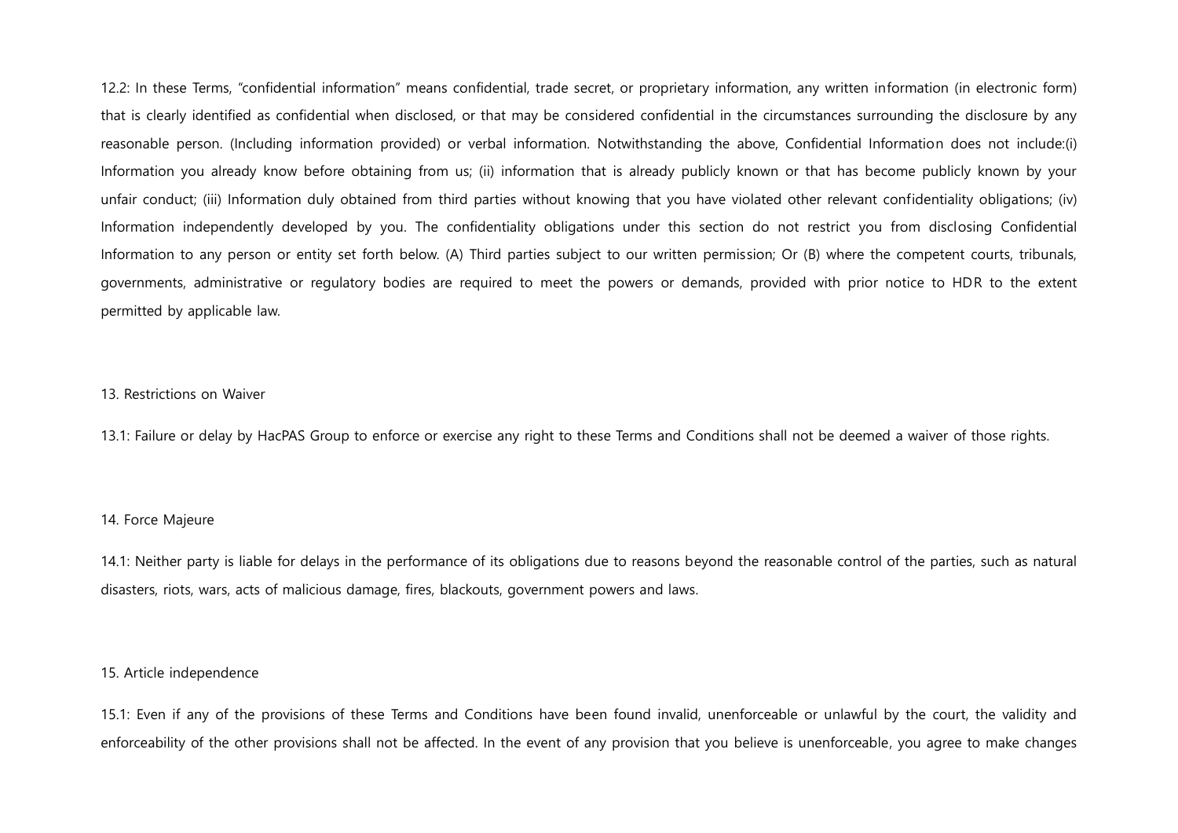12.2: In these Terms, "confidential information" means confidential, trade secret, or proprietary information, any written information (in electronic form) that is clearly identified as confidential when disclosed, or that may be considered confidential in the circumstances surrounding the disclosure by any reasonable person. (Including information provided) or verbal information. Notwithstanding the above, Confidential Information does not include:(i) Information you already know before obtaining from us; (ii) information that is already publicly known or that has become publicly known by your unfair conduct; (iii) Information duly obtained from third parties without knowing that you have violated other relevant confidentiality obligations; (iv) Information independently developed by you. The confidentiality obligations under this section do not restrict you from disclosing Confidential Information to any person or entity set forth below. (A) Third parties subject to our written permission; Or (B) where the competent courts, tribunals, governments, administrative or regulatory bodies are required to meet the powers or demands, provided with prior notice to HDR to the extent permitted by applicable law.

## 13. Restrictions on Waiver

13.1: Failure or delay by HacPAS Group to enforce or exercise any right to these Terms and Conditions shall not be deemed a waiver of those rights.

## 14. Force Majeure

14.1: Neither party is liable for delays in the performance of its obligations due to reasons beyond the reasonable control of the parties, such as natural disasters, riots, wars, acts of malicious damage, fires, blackouts, government powers and laws.

## 15. Article independence

15.1: Even if any of the provisions of these Terms and Conditions have been found invalid, unenforceable or unlawful by the court, the validity and enforceability of the other provisions shall not be affected. In the event of any provision that you believe is unenforceable, you agree to make changes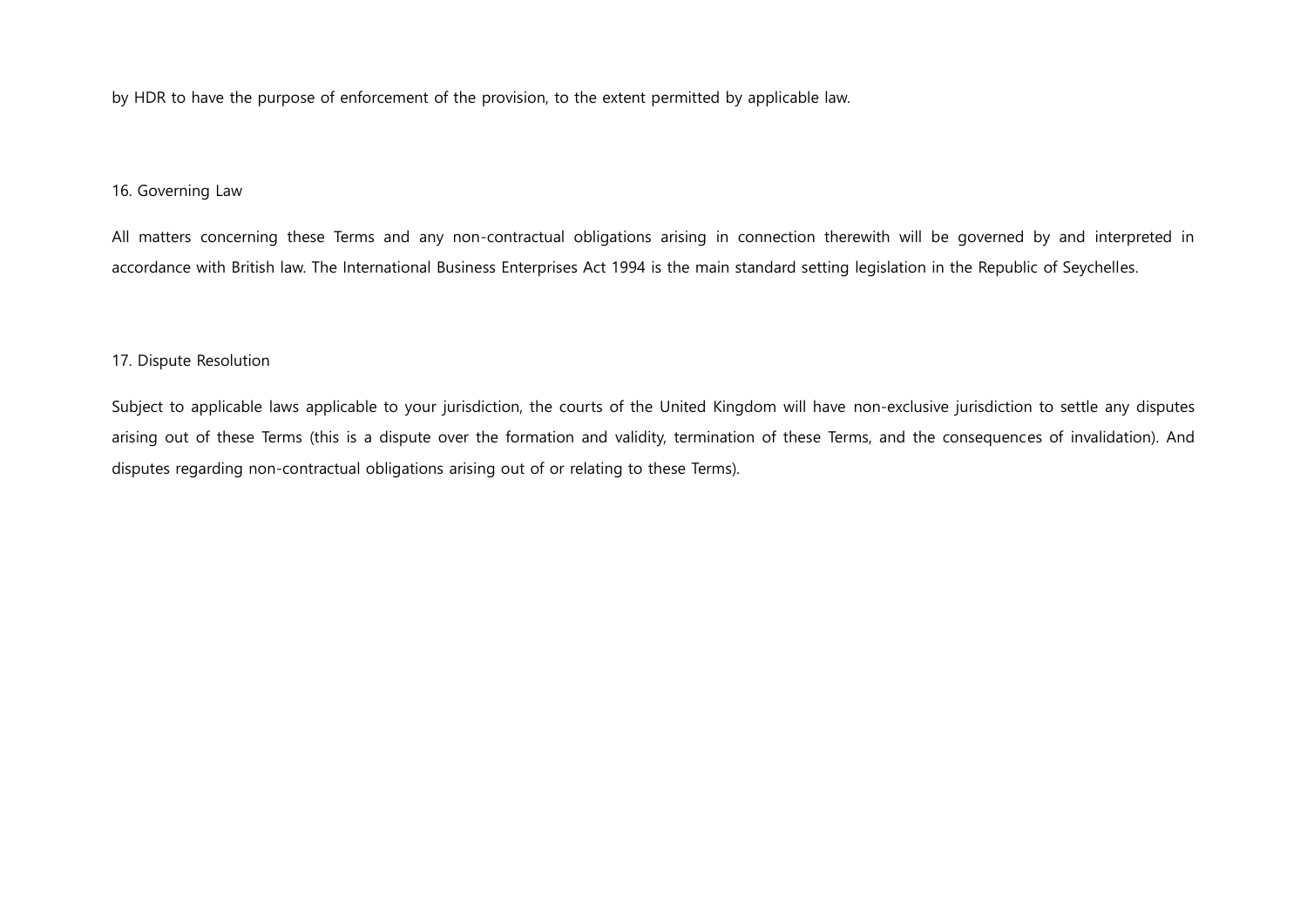by HDR to have the purpose of enforcement of the provision, to the extent permitted by applicable law.

## 16. Governing Law

All matters concerning these Terms and any non-contractual obligations arising in connection therewith will be governed by and interpreted in accordance with British law. The International Business Enterprises Act 1994 is the main standard setting legislation in the Republic of Seychelles.

## 17. Dispute Resolution

Subject to applicable laws applicable to your jurisdiction, the courts of the United Kingdom will have non-exclusive jurisdiction to settle any disputes arising out of these Terms (this is a dispute over the formation and validity, termination of these Terms, and the consequences of invalidation). And disputes regarding non-contractual obligations arising out of or relating to these Terms).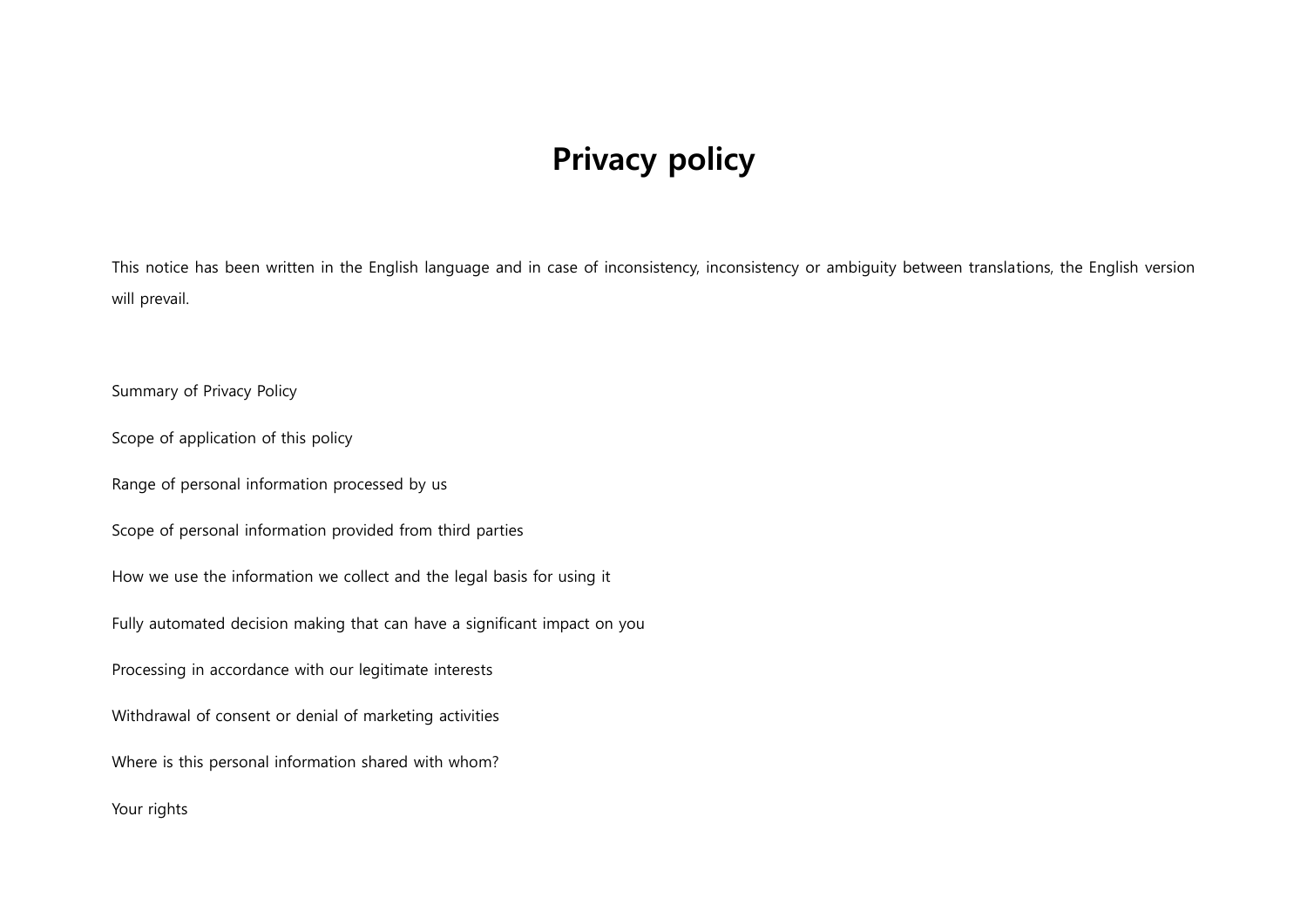# Privacy policy

This notice has been written in the English language and in case of inconsistency, inconsistency or ambiguity between translations, the English version will prevail.

Summary of Privacy Policy

Scope of application of this policy

Range of personal information processed by us

Scope of personal information provided from third parties

How we use the information we collect and the legal basis for using it

Fully automated decision making that can have a significant impact on you

Processing in accordance with our legitimate interests

Withdrawal of consent or denial of marketing activities

Where is this personal information shared with whom?

Your rights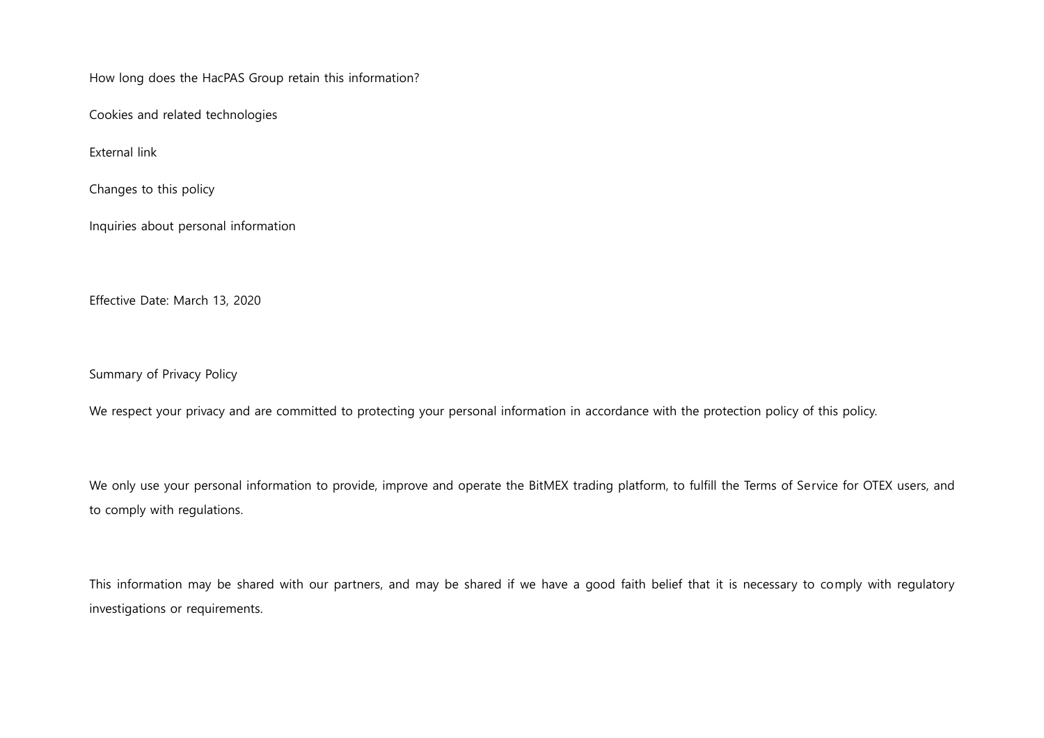How long does the HacPAS Group retain this information?

Cookies and related technologies

External link

Changes to this policy

Inquiries about personal information

Effective Date: March 13, 2020

Summary of Privacy Policy

We respect your privacy and are committed to protecting your personal information in accordance with the protection policy of this policy.

We only use your personal information to provide, improve and operate the BitMEX trading platform, to fulfill the Terms of Service for OTEX users, and to comply with regulations.

This information may be shared with our partners, and may be shared if we have a good faith belief that it is necessary to comply with regulatory investigations or requirements.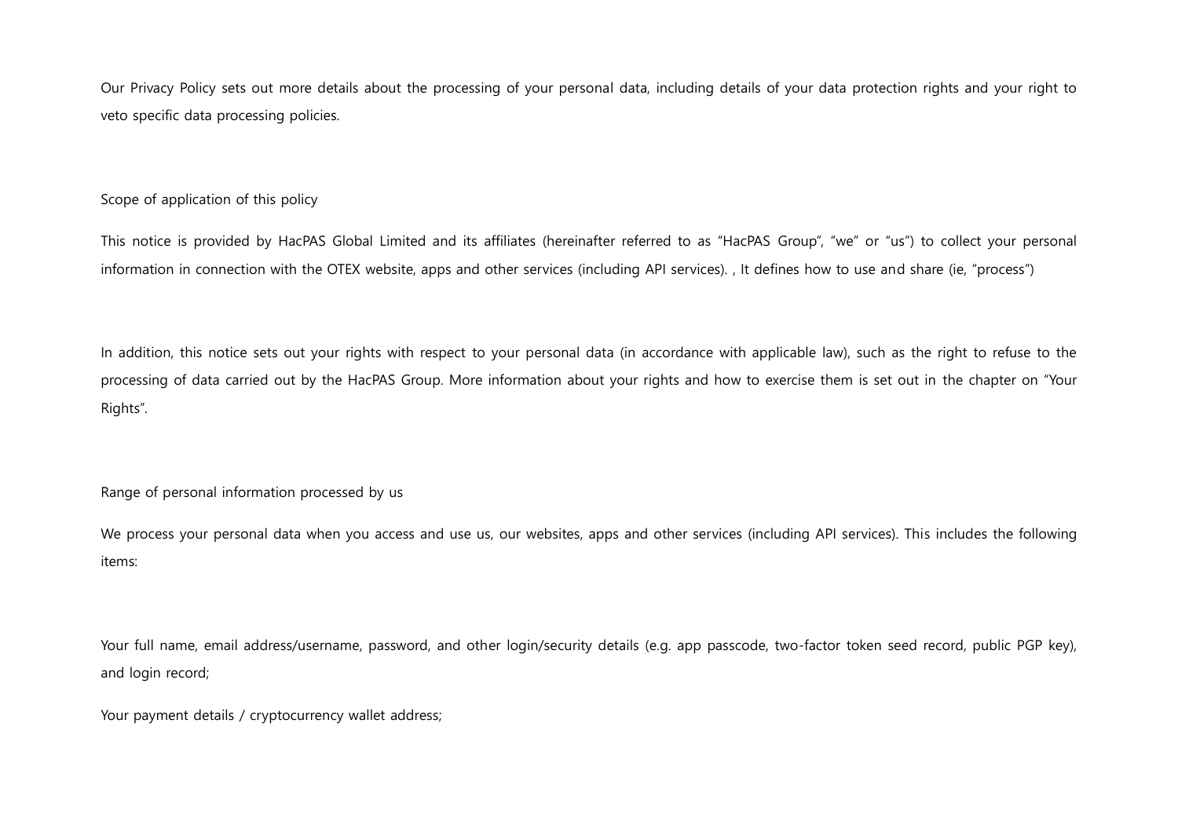Our Privacy Policy sets out more details about the processing of your personal data, including details of your data protection rights and your right to veto specific data processing policies.

## Scope of application of this policy

This notice is provided by HacPAS Global Limited and its affiliates (hereinafter referred to as "HacPAS Group", "we" or "us") to collect your personal information in connection with the OTEX website, apps and other services (including API services). , It defines how to use and share (ie, "process")

In addition, this notice sets out your rights with respect to your personal data (in accordance with applicable law), such as the right to refuse to the processing of data carried out by the HacPAS Group. More information about your rights and how to exercise them is set out in the chapter on "Your Rights".

## Range of personal information processed by us

We process your personal data when you access and use us, our websites, apps and other services (including API services). This includes the following items:

Your full name, email address/username, password, and other login/security details (e.g. app passcode, two-factor token seed record, public PGP key), and login record;

Your payment details / cryptocurrency wallet address;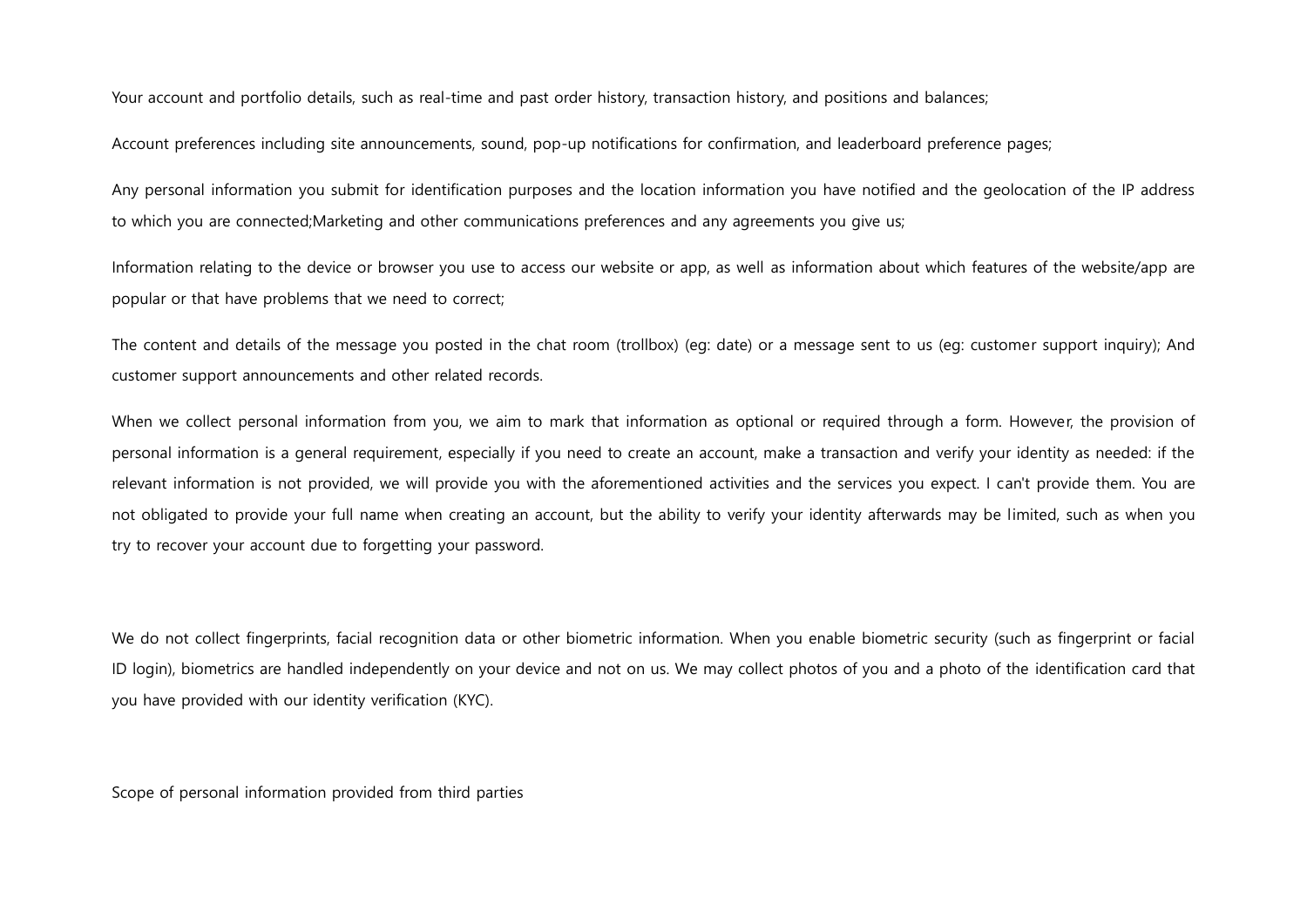Your account and portfolio details, such as real-time and past order history, transaction history, and positions and balances;

Account preferences including site announcements, sound, pop-up notifications for confirmation, and leaderboard preference pages;

Any personal information you submit for identification purposes and the location information you have notified and the geolocation of the IP address to which you are connected;Marketing and other communications preferences and any agreements you give us;

Information relating to the device or browser you use to access our website or app, as well as information about which features of the website/app are popular or that have problems that we need to correct;

The content and details of the message you posted in the chat room (trollbox) (eg: date) or a message sent to us (eg: customer support inquiry); And customer support announcements and other related records.

When we collect personal information from you, we aim to mark that information as optional or required through a form. However, the provision of personal information is a general requirement, especially if you need to create an account, make a transaction and verify your identity as needed: if the relevant information is not provided, we will provide you with the aforementioned activities and the services you expect. I can't provide them. You are not obligated to provide your full name when creating an account, but the ability to verify your identity afterwards may be limited, such as when you try to recover your account due to forgetting your password.

We do not collect fingerprints, facial recognition data or other biometric information. When you enable biometric security (such as fingerprint or facial ID login), biometrics are handled independently on your device and not on us. We may collect photos of you and a photo of the identification card that you have provided with our identity verification (KYC).

Scope of personal information provided from third parties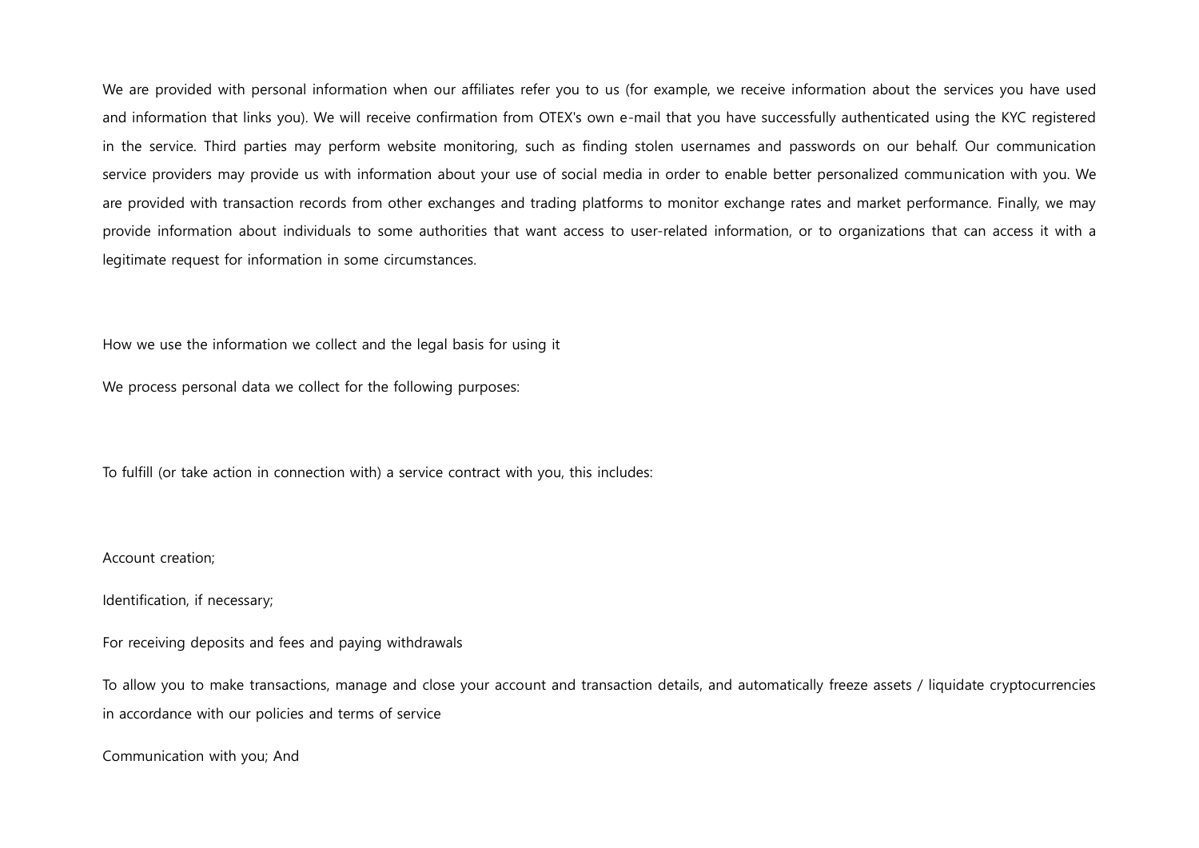We are provided with personal information when our affiliates refer you to us (for example, we receive information about the services you have used and information that links you). We will receive confirmation from OTEX's own e-mail that you have successfully authenticated using the KYC registered in the service. Third parties may perform website monitoring, such as finding stolen usernames and passwords on our behalf. Our communication service providers may provide us with information about your use of social media in order to enable better personalized communication with you. We are provided with transaction records from other exchanges and trading platforms to monitor exchange rates and market performance. Finally, we may provide information about individuals to some authorities that want access to user-related information, or to organizations that can access it with a legitimate request for information in some circumstances.

## How we use the information we collect and the legal basis for using it

We process personal data we collect for the following purposes:

To fulfill (or take action in connection with) a service contract with you, this includes:

Account creation;

Identification, if necessary;

For receiving deposits and fees and paying withdrawals

To allow you to make transactions, manage and close your account and transaction details, and automatically freeze assets / liquidate cryptocurrencies in accordance with our policies and terms of service

Communication with you; And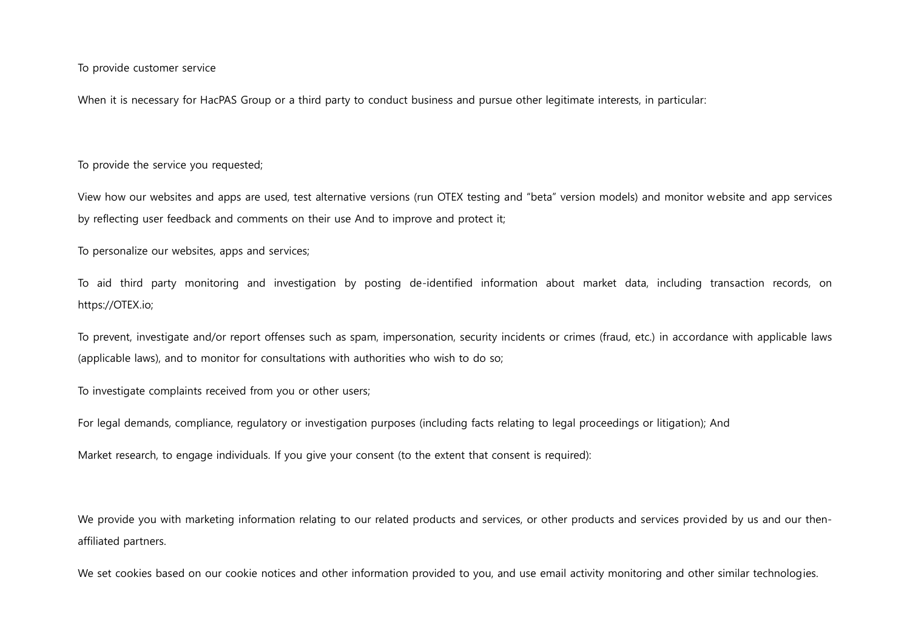To provide customer service

When it is necessary for HacPAS Group or a third party to conduct business and pursue other legitimate interests, in particular:

To provide the service you requested;

View how our websites and apps are used, test alternative versions (run OTEX testing and "beta" version models) and monitor website and app services by reflecting user feedback and comments on their use And to improve and protect it;

To personalize our websites, apps and services;

To aid third party monitoring and investigation by posting de-identified information about market data, including transaction records, on https://OTEX.io;

To prevent, investigate and/or report offenses such as spam, impersonation, security incidents or crimes (fraud, etc.) in accordance with applicable laws (applicable laws), and to monitor for consultations with authorities who wish to do so;

To investigate complaints received from you or other users;

For legal demands, compliance, regulatory or investigation purposes (including facts relating to legal proceedings or litigation); And

Market research, to engage individuals. If you give your consent (to the extent that consent is required):

We provide you with marketing information relating to our related products and services, or other products and services provided by us and our then-affiliated partners.

We set cookies based on our cookie notices and other information provided to you, and use email activity monitoring and other similar technologies.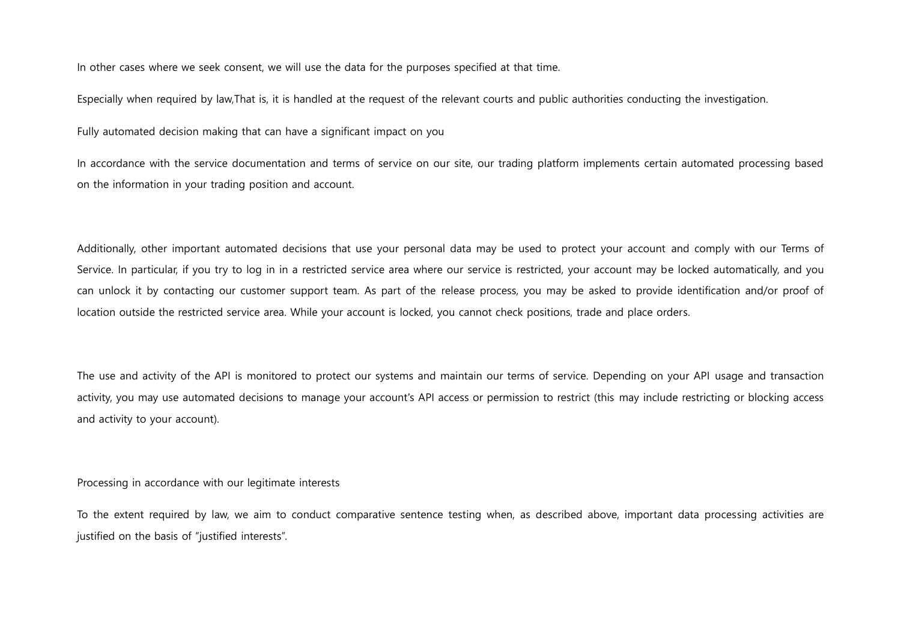In other cases where we seek consent, we will use the data for the purposes specified at that time.

Especially when required by law,That is, it is handled at the request of the relevant courts and public authorities conducting the investigation.

Fully automated decision making that can have a significant impact on you

In accordance with the service documentation and terms of service on our site, our trading platform implements certain automated processing based on the information in your trading position and account.

Additionally, other important automated decisions that use your personal data may be used to protect your account and comply with our Terms of Service. In particular, if you try to log in in a restricted service area where our service is restricted, your account may be locked automatically, and you can unlock it by contacting our customer support team. As part of the release process, you may be asked to provide identification and/or proof of location outside the restricted service area. While your account is locked, you cannot check positions, trade and place orders.

The use and activity of the API is monitored to protect our systems and maintain our terms of service. Depending on your API usage and transaction activity, you may use automated decisions to manage your account's API access or permission to restrict (this may include restricting or blocking access and activity to your account).

Processing in accordance with our legitimate interests

To the extent required by law, we aim to conduct comparative sentence testing when, as described above, important data processing activities are justified on the basis of "justified interests".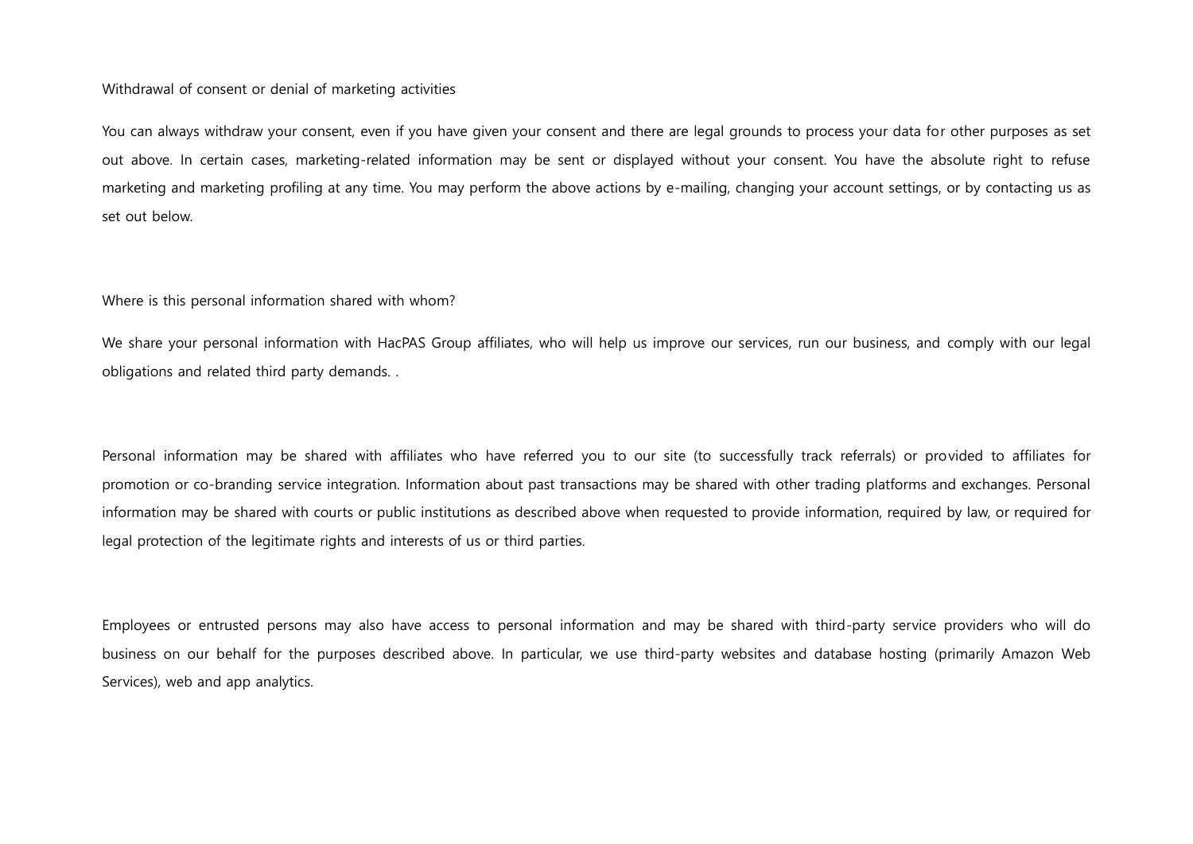Withdrawal of consent or denial of marketing activities

You can always withdraw your consent, even if you have given your consent and there are legal grounds to process your data for other purposes as set out above. In certain cases, marketing-related information may be sent or displayed without your consent. You have the absolute right to refuse marketing and marketing profiling at any time. You may perform the above actions by e-mailing, changing your account settings, or by contacting us as set out below.

Where is this personal information shared with whom?

We share your personal information with HacPAS Group affiliates, who will help us improve our services, run our business, and comply with our legal obligations and related third party demands. .

Personal information may be shared with affiliates who have referred you to our site (to successfully track referrals) or provided to affiliates for promotion or co-branding service integration. Information about past transactions may be shared with other trading platforms and exchanges. Personal information may be shared with courts or public institutions as described above when requested to provide information, required by law, or required for legal protection of the legitimate rights and interests of us or third parties.

Employees or entrusted persons may also have access to personal information and may be shared with third-party service providers who will do business on our behalf for the purposes described above. In particular, we use third-party websites and database hosting (primarily Amazon Web Services), web and app analytics.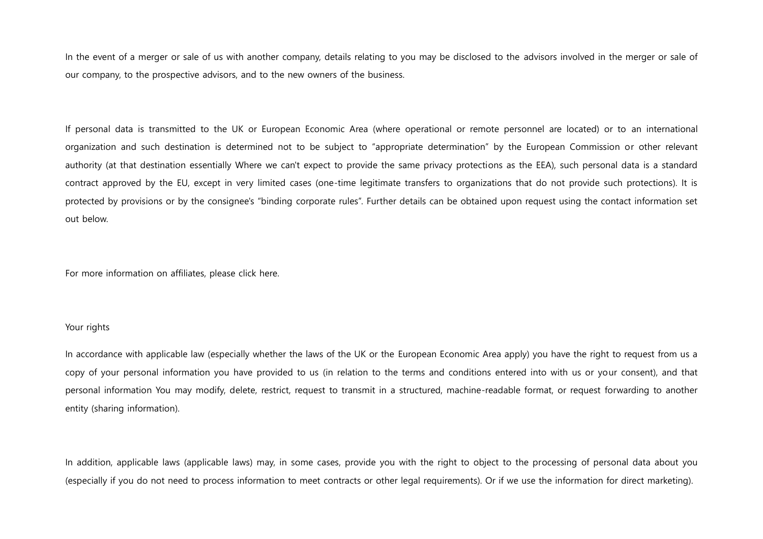In the event of a merger or sale of us with another company, details relating to you may be disclosed to the advisors involved in the merger or sale of our company, to the prospective advisors, and to the new owners of the business.

If personal data is transmitted to the UK or European Economic Area (where operational or remote personnel are located) or to an international organization and such destination is determined not to be subject to "appropriate determination" by the European Commission or other relevant authority (at that destination essentially Where we can't expect to provide the same privacy protections as the EEA), such personal data is a standard contract approved by the EU, except in very limited cases (one-time legitimate transfers to organizations that do not provide such protections). It is protected by provisions or by the consignee's "binding corporate rules". Further details can be obtained upon request using the contact information set out below.

For more information on affiliates, please click here.

## Your rights

In accordance with applicable law (especially whether the laws of the UK or the European Economic Area apply) you have the right to request from us a copy of your personal information you have provided to us (in relation to the terms and conditions entered into with us or your consent), and that personal information You may modify, delete, restrict, request to transmit in a structured, machine-readable format, or request forwarding to another entity (sharing information).

In addition, applicable laws (applicable laws) may, in some cases, provide you with the right to object to the processing of personal data about you (especially if you do not need to process information to meet contracts or other legal requirements). Or if we use the information for direct marketing).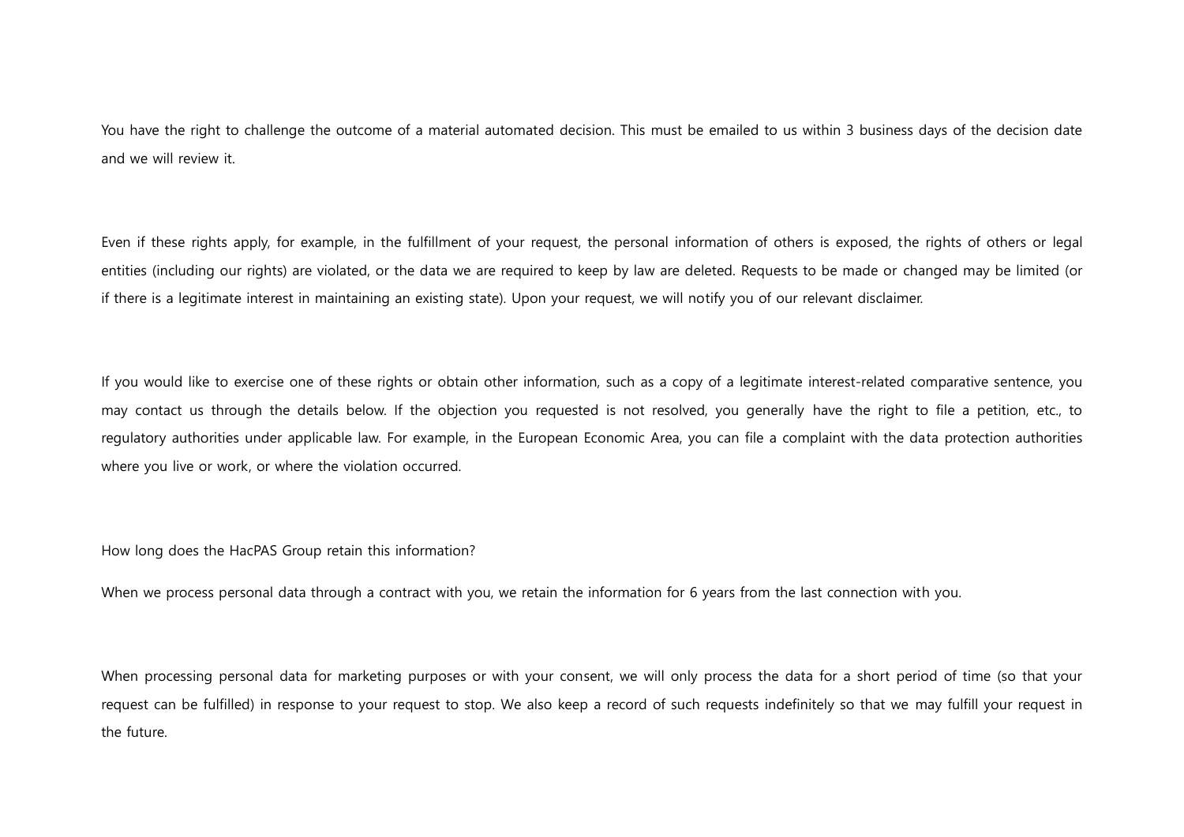You have the right to challenge the outcome of a material automated decision. This must be emailed to us within 3 business days of the decision date and we will review it.

Even if these rights apply, for example, in the fulfillment of your request, the personal information of others is exposed, the rights of others or legal entities (including our rights) are violated, or the data we are required to keep by law are deleted. Requests to be made or changed may be limited (or if there is a legitimate interest in maintaining an existing state). Upon your request, we will notify you of our relevant disclaimer.

If you would like to exercise one of these rights or obtain other information, such as a copy of a legitimate interest-related comparative sentence, you may contact us through the details below. If the objection you requested is not resolved, you generally have the right to file a petition, etc., to regulatory authorities under applicable law. For example, in the European Economic Area, you can file a complaint with the data protection authorities where you live or work, or where the violation occurred.

How long does the HacPAS Group retain this information?

When we process personal data through a contract with you, we retain the information for 6 years from the last connection with you.

When processing personal data for marketing purposes or with your consent, we will only process the data for a short period of time (so that your request can be fulfilled) in response to your request to stop. We also keep a record of such requests indefinitely so that we may fulfill your request in the future.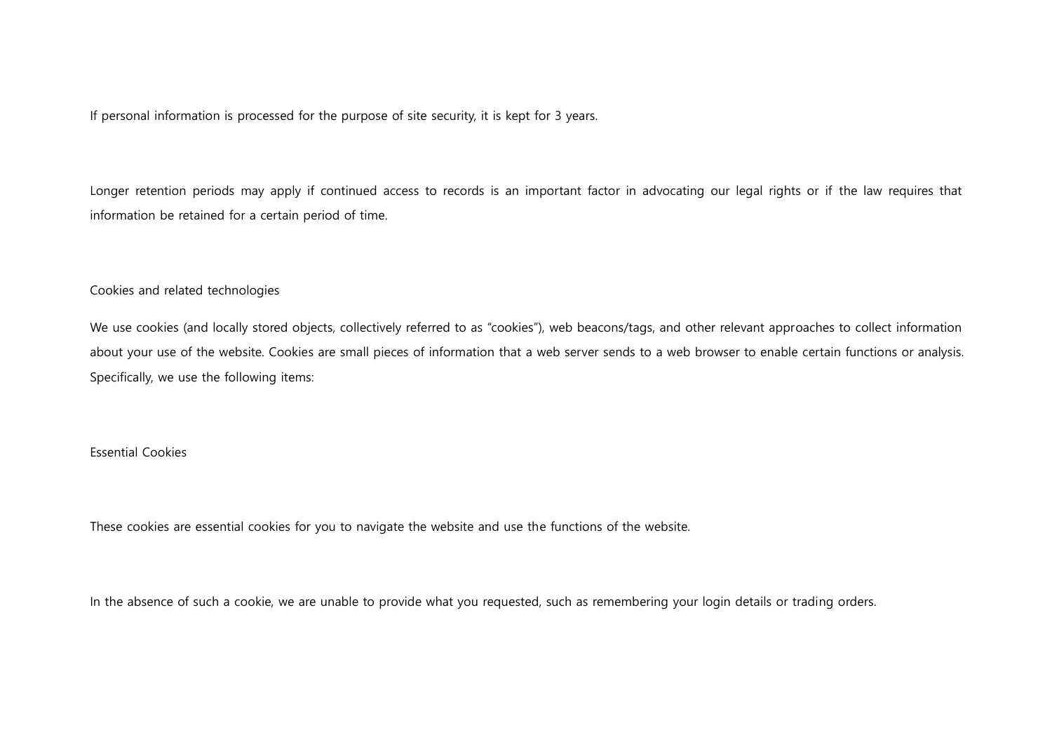If personal information is processed for the purpose of site security, it is kept for 3 years.

Longer retention periods may apply if continued access to records is an important factor in advocating our legal rights or if the law requires that information be retained for a certain period of time.

## Cookies and related technologies

We use cookies (and locally stored objects, collectively referred to as "cookies"), web beacons/tags, and other relevant approaches to collect information about your use of the website. Cookies are small pieces of information that a web server sends to a web browser to enable certain functions or analysis. Specifically, we use the following items:

### Essential Cookies

These cookies are essential cookies for you to navigate the website and use the functions of the website.

In the absence of such a cookie, we are unable to provide what you requested, such as remembering your login details or trading orders.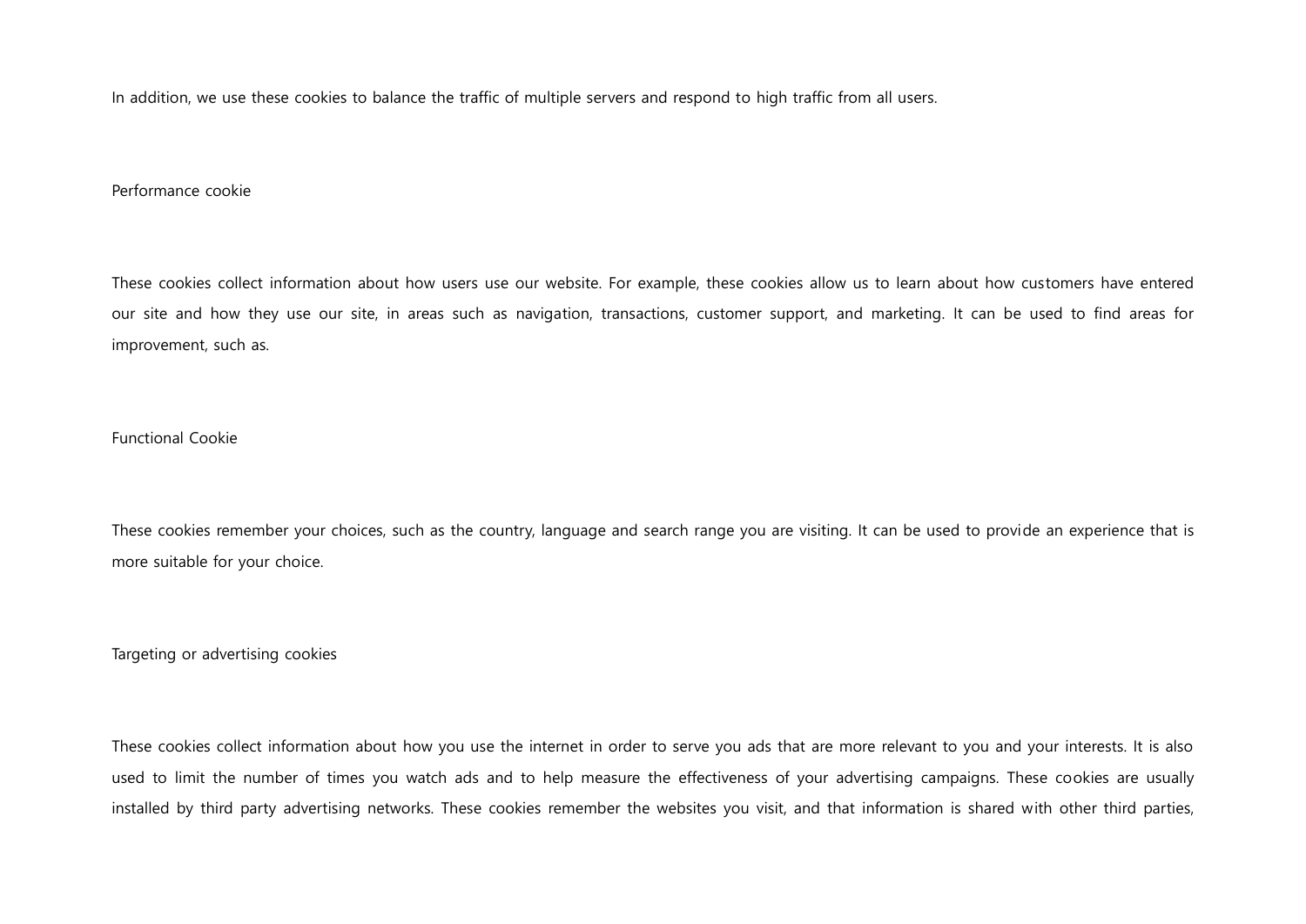In addition, we use these cookies to balance the traffic of multiple servers and respond to high traffic from all users.

### Performance cookie

These cookies collect information about how users use our website. For example, these cookies allow us to learn about how customers have entered our site and how they use our site, in areas such as navigation, transactions, customer support, and marketing. It can be used to find areas for improvement, such as.

### Functional Cookie

These cookies remember your choices, such as the country, language and search range you are visiting. It can be used to provide an experience that is more suitable for your choice.

### Targeting or advertising cookies

These cookies collect information about how you use the internet in order to serve you ads that are more relevant to you and your interests. It is also used to limit the number of times you watch ads and to help measure the effectiveness of your advertising campaigns. These cookies are usually installed by third party advertising networks. These cookies remember the websites you visit, and that information is shared with other third parties,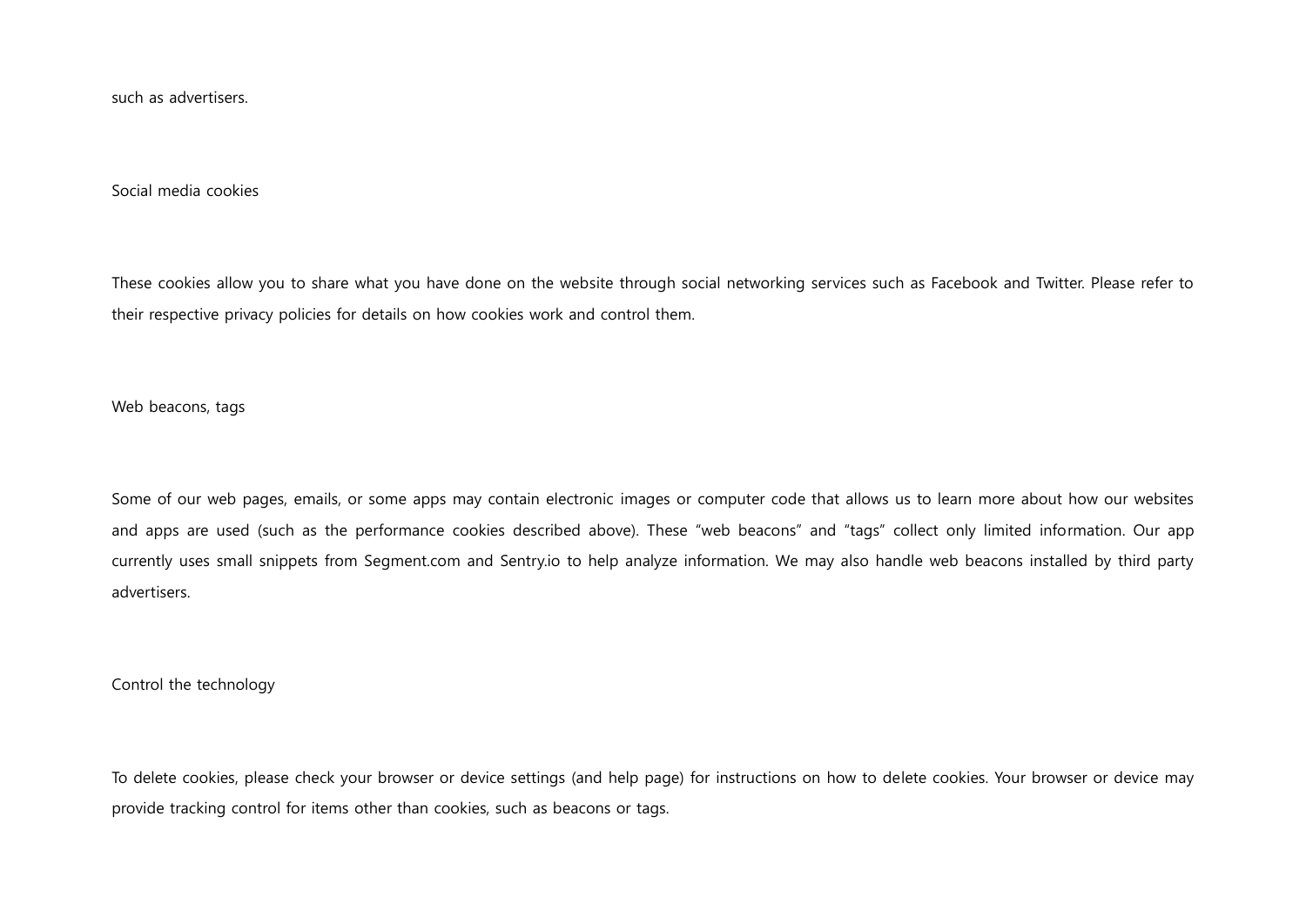such as advertisers.

### Social media cookies

These cookies allow you to share what you have done on the website through social networking services such as Facebook and Twitter. Please refer to their respective privacy policies for details on how cookies work and control them.

### Web beacons, tags

Some of our web pages, emails, or some apps may contain electronic images or computer code that allows us to learn more about how our websites and apps are used (such as the performance cookies described above). These “web beacons” and “tags” collect only limited information. Our app currently uses small snippets from Segment.com and Sentry.io to help analyze information. We may also handle web beacons installed by third party advertisers.

### Control the technology

To delete cookies, please check your browser or device settings (and help page) for instructions on how to delete cookies. Your browser or device may provide tracking control for items other than cookies, such as beacons or tags.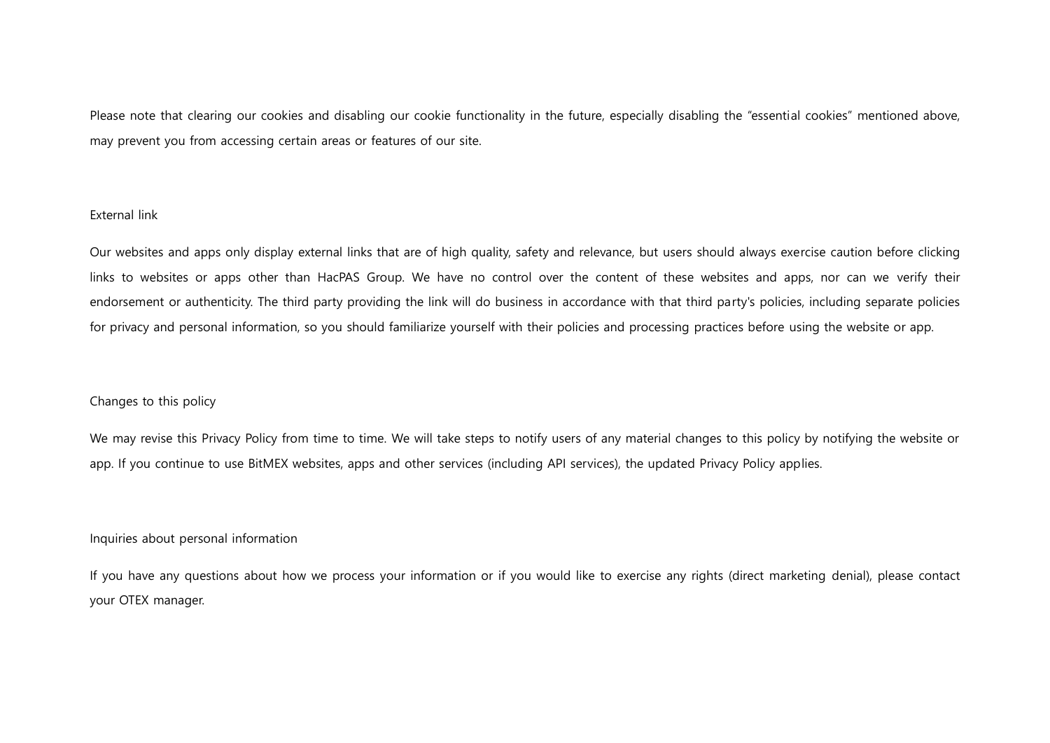Please note that clearing our cookies and disabling our cookie functionality in the future, especially disabling the “essential cookies” mentioned above, may prevent you from accessing certain areas or features of our site.

## External link

Our websites and apps only display external links that are of high quality, safety and relevance, but users should always exercise caution before clicking links to websites or apps other than HacPAS Group. We have no control over the content of these websites and apps, nor can we verify their endorsement or authenticity. The third party providing the link will do business in accordance with that third party's policies, including separate policies for privacy and personal information, so you should familiarize yourself with their policies and processing practices before using the website or app.

## Changes to this policy

We may revise this Privacy Policy from time to time. We will take steps to notify users of any material changes to this policy by notifying the website or app. If you continue to use BitMEX websites, apps and other services (including API services), the updated Privacy Policy applies.

## Inquiries about personal information

If you have any questions about how we process your information or if you would like to exercise any rights (direct marketing denial), please contact your OTEX manager.